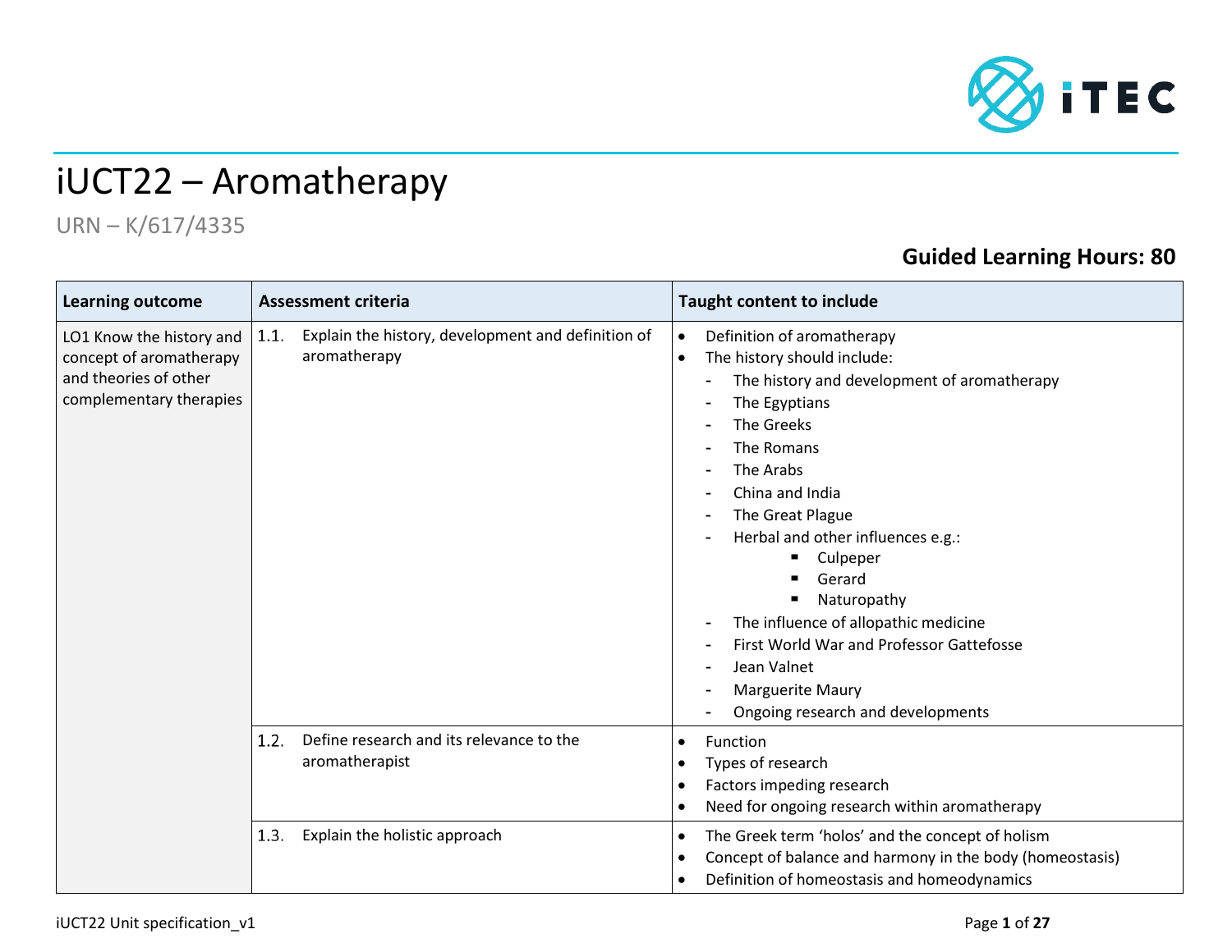# iUCT22 – Aromatherapy

URN – K/617/4335

**Guided Learning Hours: 80**

| Learning outcome | Assessment criteria | Taught content to include |
|---|---|---|
| LO1 Know the history and concept of aromatherapy and theories of other complementary therapies | 1.1. Explain the history, development and definition of aromatherapy | • Definition of aromatherapy<br>• The history should include:<br>- The history and development of aromatherapy<br>- The Egyptians<br>- The Greeks<br>- The Romans<br>- The Arabs<br>- China and India<br>- The Great Plague<br>- Herbal and other influences e.g.:<br>▪ Culpeper<br>▪ Gerard<br>▪ Naturopathy<br>- The influence of allopathic medicine<br>- First World War and Professor Gattefosse<br>- Jean Valnet<br>- Marguerite Maury<br>- Ongoing research and developments |
| | 1.2. Define research and its relevance to the aromatherapist | • Function<br>• Types of research<br>• Factors impeding research<br>• Need for ongoing research within aromatherapy |
| | 1.3. Explain the holistic approach | • The Greek term 'holos' and the concept of holism<br>• Concept of balance and harmony in the body (homeostasis)<br>• Definition of homeostasis and homeodynamics |

iUCT22 Unit specification_v1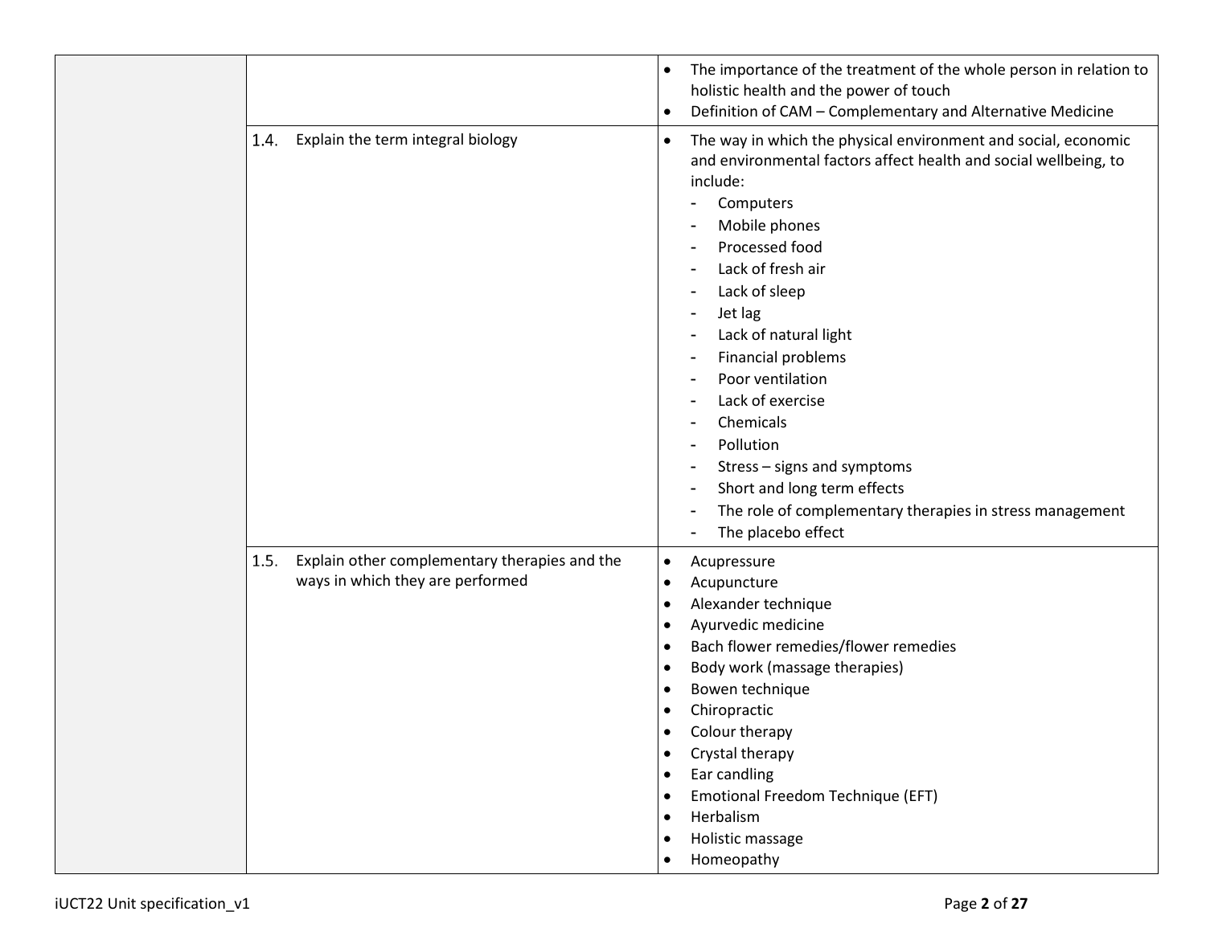| | | |
|---|---|---|
| | | • The importance of the treatment of the whole person in relation to holistic health and the power of touch<br>• Definition of CAM – Complementary and Alternative Medicine |
| | 1.4. Explain the term integral biology | • The way in which the physical environment and social, economic and environmental factors affect health and social wellbeing, to include:<br>- Computers<br>- Mobile phones<br>- Processed food<br>- Lack of fresh air<br>- Lack of sleep<br>- Jet lag<br>- Lack of natural light<br>- Financial problems<br>- Poor ventilation<br>- Lack of exercise<br>- Chemicals<br>- Pollution<br>- Stress – signs and symptoms<br>- Short and long term effects<br>- The role of complementary therapies in stress management<br>- The placebo effect |
| | 1.5. Explain other complementary therapies and the ways in which they are performed | • Acupressure<br>• Acupuncture<br>• Alexander technique<br>• Ayurvedic medicine<br>• Bach flower remedies/flower remedies<br>• Body work (massage therapies)<br>• Bowen technique<br>• Chiropractic<br>• Colour therapy<br>• Crystal therapy<br>• Ear candling<br>• Emotional Freedom Technique (EFT)<br>• Herbalism<br>• Holistic massage<br>• Homeopathy |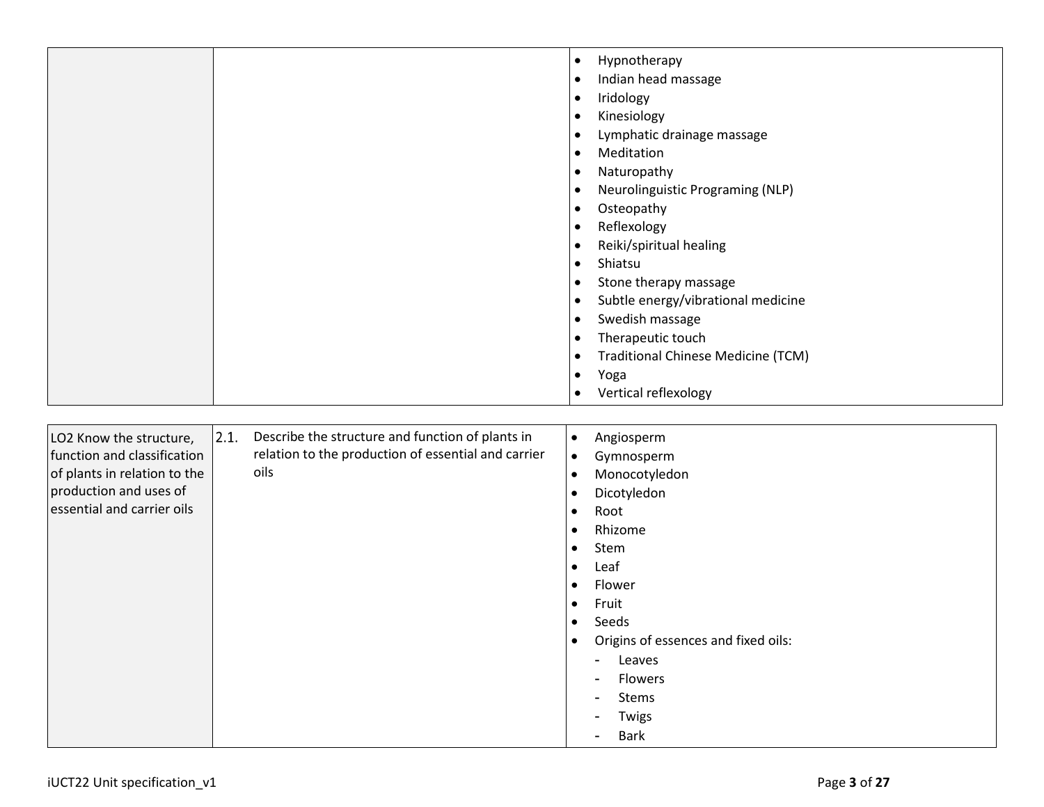| | | |
|---|---|---|
| | | • Hypnotherapy<br>• Indian head massage<br>• Iridology<br>• Kinesiology<br>• Lymphatic drainage massage<br>• Meditation<br>• Naturopathy<br>• Neurolinguistic Programing (NLP)<br>• Osteopathy<br>• Reflexology<br>• Reiki/spiritual healing<br>• Shiatsu<br>• Stone therapy massage<br>• Subtle energy/vibrational medicine<br>• Swedish massage<br>• Therapeutic touch<br>• Traditional Chinese Medicine (TCM)<br>• Yoga<br>• Vertical reflexology |

| | | |
|---|---|---|
| LO2 Know the structure, function and classification of plants in relation to the production and uses of essential and carrier oils | 2.1. Describe the structure and function of plants in relation to the production of essential and carrier oils | • Angiosperm<br>• Gymnosperm<br>• Monocotyledon<br>• Dicotyledon<br>• Root<br>• Rhizome<br>• Stem<br>• Leaf<br>• Flower<br>• Fruit<br>• Seeds<br>• Origins of essences and fixed oils:<br>- Leaves<br>- Flowers<br>- Stems<br>- Twigs<br>- Bark |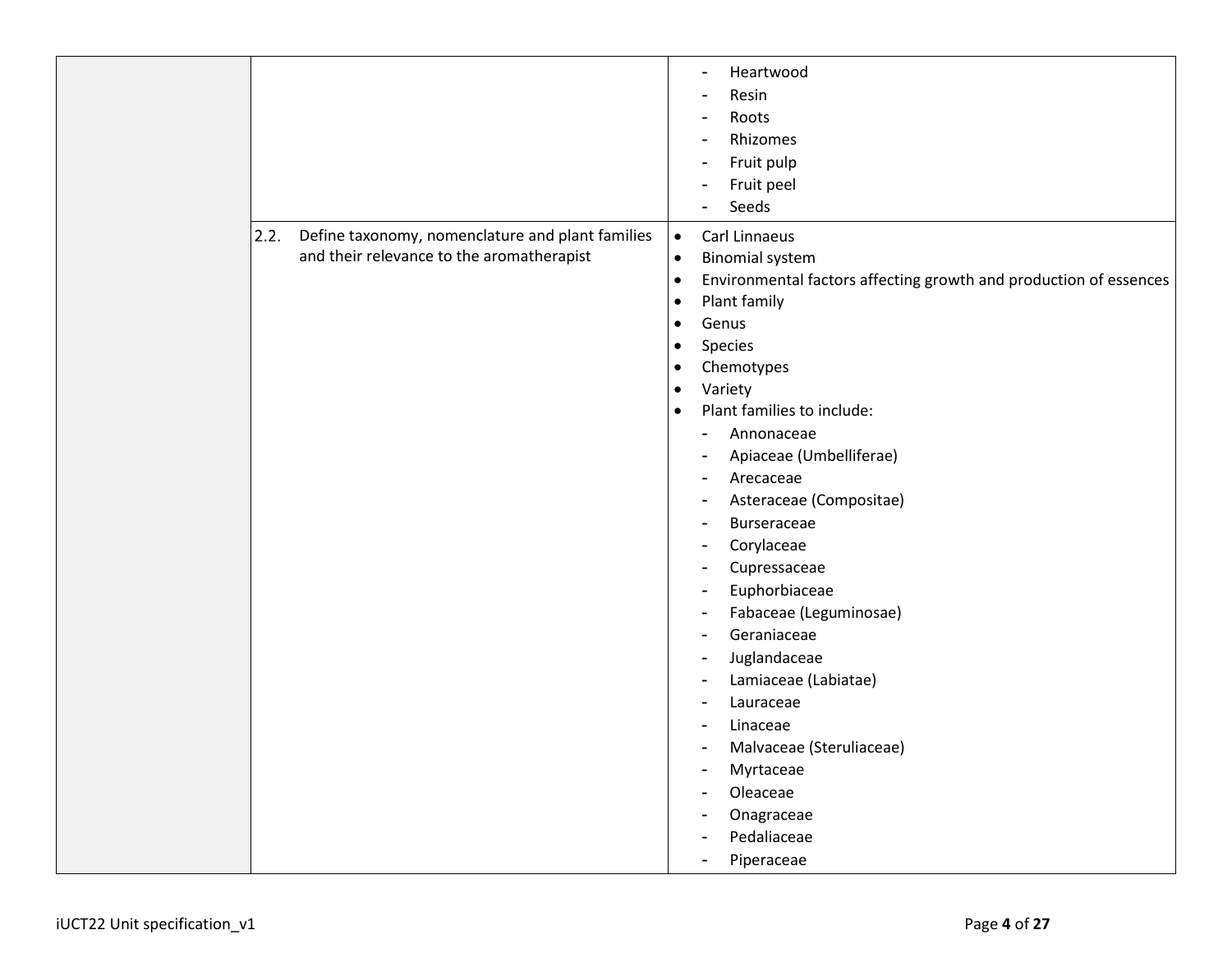| | | |
|---|---|---|
| | | - Heartwood<br>- Resin<br>- Roots<br>- Rhizomes<br>- Fruit pulp<br>- Fruit peel<br>- Seeds |
| | 2.2. Define taxonomy, nomenclature and plant families and their relevance to the aromatherapist | • Carl Linnaeus<br>• Binomial system<br>• Environmental factors affecting growth and production of essences<br>• Plant family<br>• Genus<br>• Species<br>• Chemotypes<br>• Variety<br>• Plant families to include:<br>- Annonaceae<br>- Apiaceae (Umbelliferae)<br>- Arecaceae<br>- Asteraceae (Compositae)<br>- Burseraceae<br>- Corylaceae<br>- Cupressaceae<br>- Euphorbiaceae<br>- Fabaceae (Leguminosae)<br>- Geraniaceae<br>- Juglandaceae<br>- Lamiaceae (Labiatae)<br>- Lauraceae<br>- Linaceae<br>- Malvaceae (Steruliaceae)<br>- Myrtaceae<br>- Oleaceae<br>- Onagraceae<br>- Pedaliaceae<br>- Piperaceae |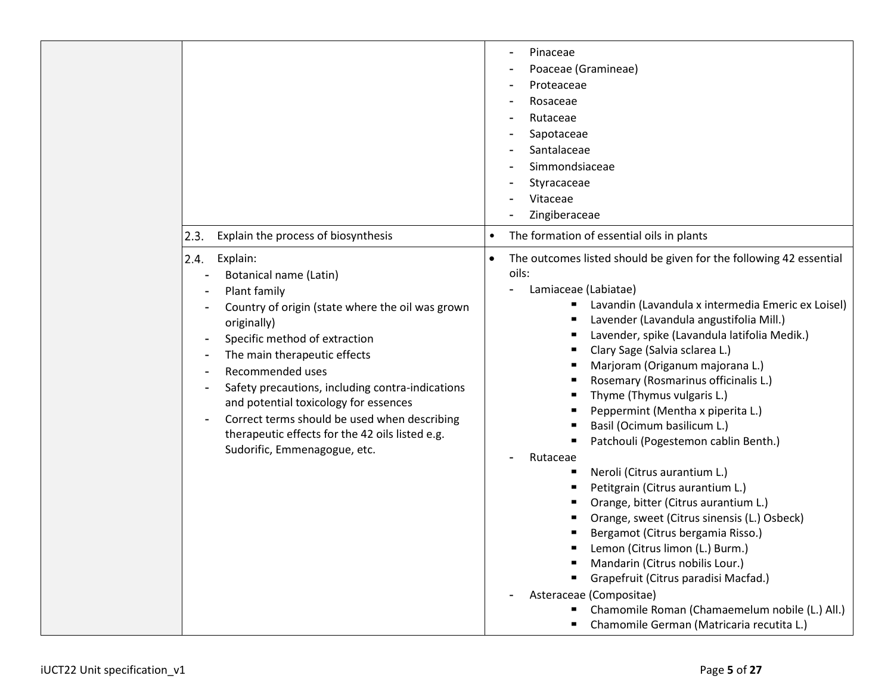| | | |
|---|---|---|
| | | - Pinaceae<br>- Poaceae (Gramineae)<br>- Proteaceae<br>- Rosaceae<br>- Rutaceae<br>- Sapotaceae<br>- Santalaceae<br>- Simmondsiaceae<br>- Styracaceae<br>- Vitaceae<br>- Zingiberaceae |
| | 2.3. Explain the process of biosynthesis | • The formation of essential oils in plants |
| | 2.4. Explain:<br>- Botanical name (Latin)<br>- Plant family<br>- Country of origin (state where the oil was grown originally)<br>- Specific method of extraction<br>- The main therapeutic effects<br>- Recommended uses<br>- Safety precautions, including contra-indications and potential toxicology for essences<br>- Correct terms should be used when describing therapeutic effects for the 42 oils listed e.g. Sudorific, Emmenagogue, etc. | • The outcomes listed should be given for the following 42 essential oils:<br>- Lamiaceae (Labiatae)<br>▪ Lavandin (Lavandula x intermedia Emeric ex Loisel)<br>▪ Lavender (Lavandula angustifolia Mill.)<br>▪ Lavender, spike (Lavandula latifolia Medik.)<br>▪ Clary Sage (Salvia sclarea L.)<br>▪ Marjoram (Origanum majorana L.)<br>▪ Rosemary (Rosmarinus officinalis L.)<br>▪ Thyme (Thymus vulgaris L.)<br>▪ Peppermint (Mentha x piperita L.)<br>▪ Basil (Ocimum basilicum L.)<br>▪ Patchouli (Pogestemon cablin Benth.)<br>- Rutaceae<br>▪ Neroli (Citrus aurantium L.)<br>▪ Petitgrain (Citrus aurantium L.)<br>▪ Orange, bitter (Citrus aurantium L.)<br>▪ Orange, sweet (Citrus sinensis (L.) Osbeck)<br>▪ Bergamot (Citrus bergamia Risso.)<br>▪ Lemon (Citrus limon (L.) Burm.)<br>▪ Mandarin (Citrus nobilis Lour.)<br>▪ Grapefruit (Citrus paradisi Macfad.)<br>- Asteraceae (Compositae)<br>▪ Chamomile Roman (Chamaemelum nobile (L.) All.)<br>▪ Chamomile German (Matricaria recutita L.) |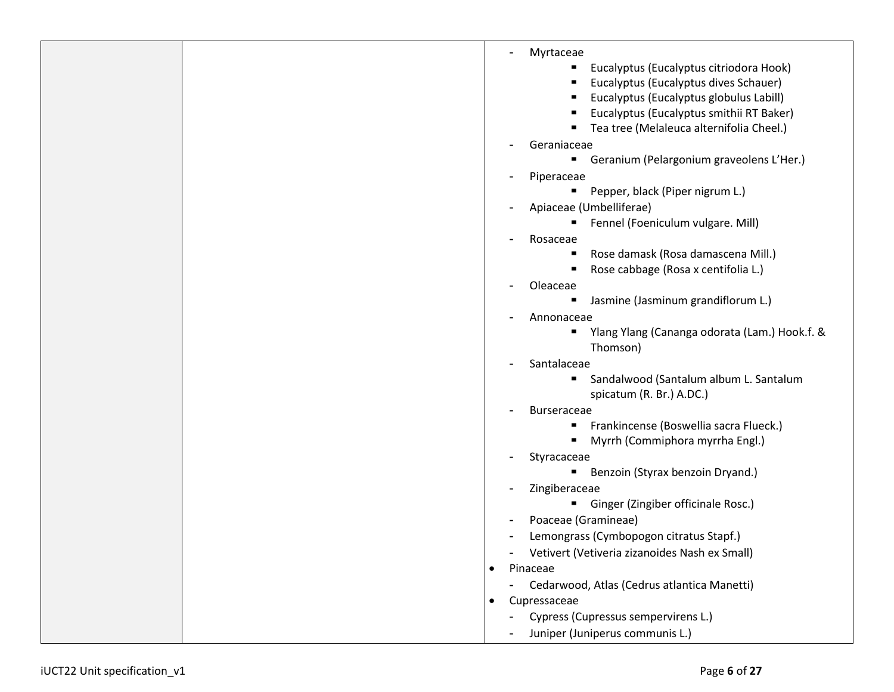| | | - Myrtaceae<br>&nbsp;&nbsp;&nbsp;&nbsp;▪ Eucalyptus (Eucalyptus citriodora Hook)<br>&nbsp;&nbsp;&nbsp;&nbsp;▪ Eucalyptus (Eucalyptus dives Schauer)<br>&nbsp;&nbsp;&nbsp;&nbsp;▪ Eucalyptus (Eucalyptus globulus Labill)<br>&nbsp;&nbsp;&nbsp;&nbsp;▪ Eucalyptus (Eucalyptus smithii RT Baker)<br>&nbsp;&nbsp;&nbsp;&nbsp;▪ Tea tree (Melaleuca alternifolia Cheel.)<br>- Geraniaceae<br>&nbsp;&nbsp;&nbsp;&nbsp;▪ Geranium (Pelargonium graveolens L'Her.)<br>- Piperaceae<br>&nbsp;&nbsp;&nbsp;&nbsp;▪ Pepper, black (Piper nigrum L.)<br>- Apiaceae (Umbelliferae)<br>&nbsp;&nbsp;&nbsp;&nbsp;▪ Fennel (Foeniculum vulgare. Mill)<br>- Rosaceae<br>&nbsp;&nbsp;&nbsp;&nbsp;▪ Rose damask (Rosa damascena Mill.)<br>&nbsp;&nbsp;&nbsp;&nbsp;▪ Rose cabbage (Rosa x centifolia L.)<br>- Oleaceae<br>&nbsp;&nbsp;&nbsp;&nbsp;▪ Jasmine (Jasminum grandiflorum L.)<br>- Annonaceae<br>&nbsp;&nbsp;&nbsp;&nbsp;▪ Ylang Ylang (Cananga odorata (Lam.) Hook.f. & Thomson)<br>- Santalaceae<br>&nbsp;&nbsp;&nbsp;&nbsp;▪ Sandalwood (Santalum album L. Santalum spicatum (R. Br.) A.DC.)<br>- Burseraceae<br>&nbsp;&nbsp;&nbsp;&nbsp;▪ Frankincense (Boswellia sacra Flueck.)<br>&nbsp;&nbsp;&nbsp;&nbsp;▪ Myrrh (Commiphora myrrha Engl.)<br>- Styracaceae<br>&nbsp;&nbsp;&nbsp;&nbsp;▪ Benzoin (Styrax benzoin Dryand.)<br>- Zingiberaceae<br>&nbsp;&nbsp;&nbsp;&nbsp;▪ Ginger (Zingiber officinale Rosc.)<br>- Poaceae (Gramineae)<br>- Lemongrass (Cymbopogon citratus Stapf.)<br>- Vetivert (Vetiveria zizanoides Nash ex Small)<br>• Pinaceae<br>&nbsp;&nbsp;&nbsp;&nbsp;- Cedarwood, Atlas (Cedrus atlantica Manetti)<br>• Cupressaceae<br>&nbsp;&nbsp;&nbsp;&nbsp;- Cypress (Cupressus sempervirens L.)<br>&nbsp;&nbsp;&nbsp;&nbsp;- Juniper (Juniperus communis L.) |
|---|---|---|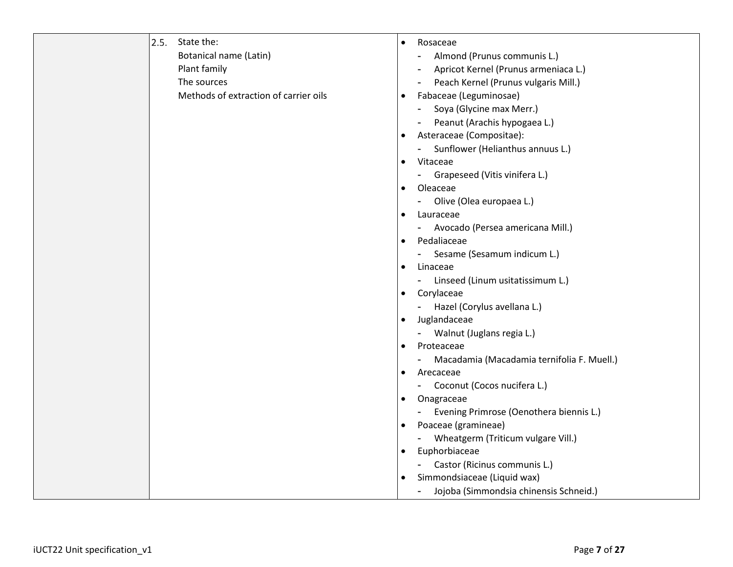| | | |
|---|---|---|
| | 2.5. State the:<br>Botanical name (Latin)<br>Plant family<br>The sources<br>Methods of extraction of carrier oils | • Rosaceae<br>- Almond (Prunus communis L.)<br>- Apricot Kernel (Prunus armeniaca L.)<br>- Peach Kernel (Prunus vulgaris Mill.)<br>• Fabaceae (Leguminosae)<br>- Soya (Glycine max Merr.)<br>- Peanut (Arachis hypogaea L.)<br>• Asteraceae (Compositae):<br>- Sunflower (Helianthus annuus L.)<br>• Vitaceae<br>- Grapeseed (Vitis vinifera L.)<br>• Oleaceae<br>- Olive (Olea europaea L.)<br>• Lauraceae<br>- Avocado (Persea americana Mill.)<br>• Pedaliaceae<br>- Sesame (Sesamum indicum L.)<br>• Linaceae<br>- Linseed (Linum usitatissimum L.)<br>• Corylaceae<br>- Hazel (Corylus avellana L.)<br>• Juglandaceae<br>- Walnut (Juglans regia L.)<br>• Proteaceae<br>- Macadamia (Macadamia ternifolia F. Muell.)<br>• Arecaceae<br>- Coconut (Cocos nucifera L.)<br>• Onagraceae<br>- Evening Primrose (Oenothera biennis L.)<br>• Poaceae (gramineae)<br>- Wheatgerm (Triticum vulgare Vill.)<br>• Euphorbiaceae<br>- Castor (Ricinus communis L.)<br>• Simmondsiaceae (Liquid wax)<br>- Jojoba (Simmondsia chinensis Schneid.) |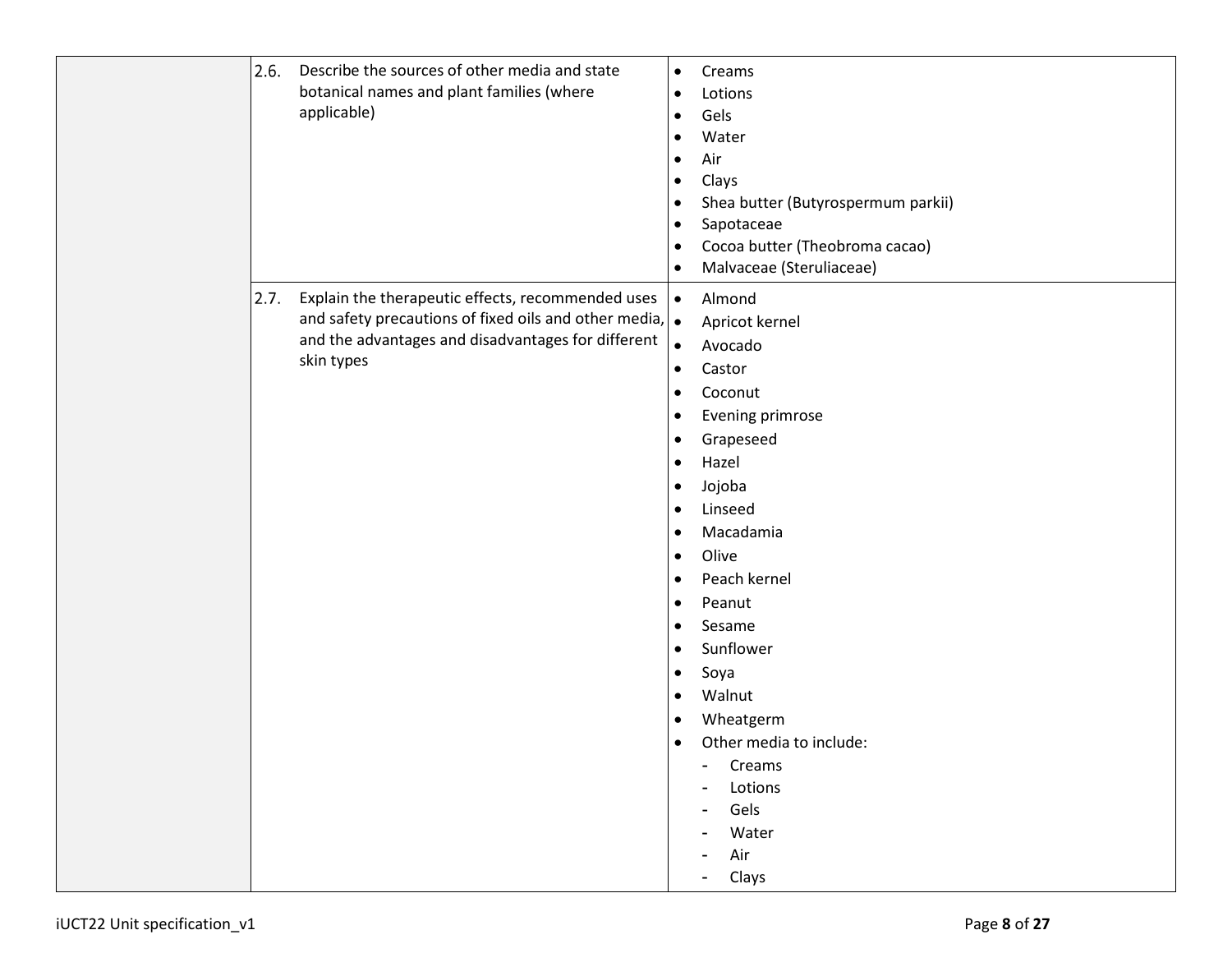| | | |
|---|---|---|
| | 2.6. Describe the sources of other media and state botanical names and plant families (where applicable) | • Creams<br>• Lotions<br>• Gels<br>• Water<br>• Air<br>• Clays<br>• Shea butter (Butyrospermum parkii)<br>• Sapotaceae<br>• Cocoa butter (Theobroma cacao)<br>• Malvaceae (Steruliaceae) |
| | 2.7. Explain the therapeutic effects, recommended uses and safety precautions of fixed oils and other media, and the advantages and disadvantages for different skin types | • Almond<br>• Apricot kernel<br>• Avocado<br>• Castor<br>• Coconut<br>• Evening primrose<br>• Grapeseed<br>• Hazel<br>• Jojoba<br>• Linseed<br>• Macadamia<br>• Olive<br>• Peach kernel<br>• Peanut<br>• Sesame<br>• Sunflower<br>• Soya<br>• Walnut<br>• Wheatgerm<br>• Other media to include:<br>&nbsp;&nbsp;- Creams<br>&nbsp;&nbsp;- Lotions<br>&nbsp;&nbsp;- Gels<br>&nbsp;&nbsp;- Water<br>&nbsp;&nbsp;- Air<br>&nbsp;&nbsp;- Clays |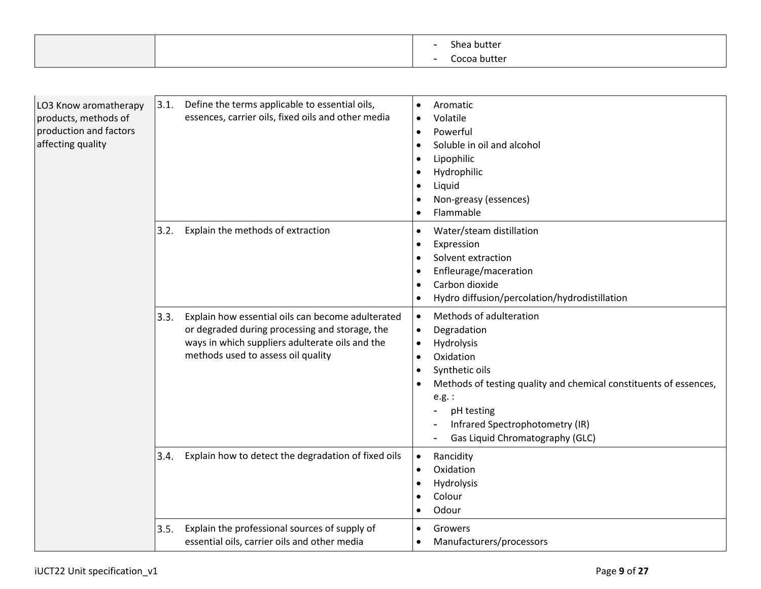| | | - Shea butter<br>- Cocoa butter |
|---|---|---|

| | | |
|---|---|---|
| LO3 Know aromatherapy products, methods of production and factors affecting quality | 3.1. Define the terms applicable to essential oils, essences, carrier oils, fixed oils and other media | • Aromatic<br>• Volatile<br>• Powerful<br>• Soluble in oil and alcohol<br>• Lipophilic<br>• Hydrophilic<br>• Liquid<br>• Non-greasy (essences)<br>• Flammable |
| | 3.2. Explain the methods of extraction | • Water/steam distillation<br>• Expression<br>• Solvent extraction<br>• Enfleurage/maceration<br>• Carbon dioxide<br>• Hydro diffusion/percolation/hydrodistillation |
| | 3.3. Explain how essential oils can become adulterated or degraded during processing and storage, the ways in which suppliers adulterate oils and the methods used to assess oil quality | • Methods of adulteration<br>• Degradation<br>• Hydrolysis<br>• Oxidation<br>• Synthetic oils<br>• Methods of testing quality and chemical constituents of essences, e.g. :<br>- pH testing<br>- Infrared Spectrophotometry (IR)<br>- Gas Liquid Chromatography (GLC) |
| | 3.4. Explain how to detect the degradation of fixed oils | • Rancidity<br>• Oxidation<br>• Hydrolysis<br>• Colour<br>• Odour |
| | 3.5. Explain the professional sources of supply of essential oils, carrier oils and other media | • Growers<br>• Manufacturers/processors |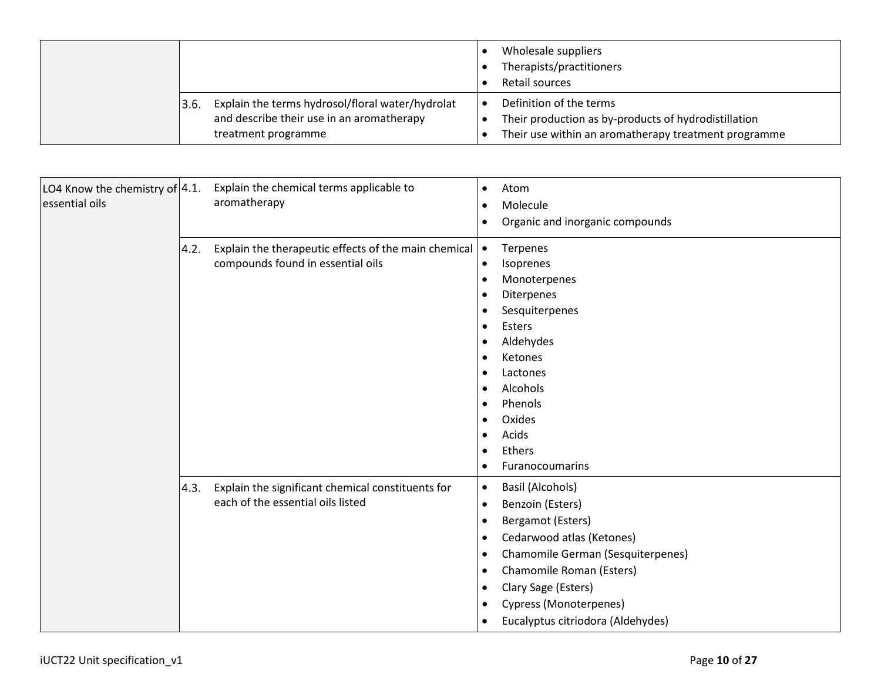| | | |
|---|---|---|
| | | • Wholesale suppliers<br>• Therapists/practitioners<br>• Retail sources |
| | 3.6. Explain the terms hydrosol/floral water/hydrolat and describe their use in an aromatherapy treatment programme | • Definition of the terms<br>• Their production as by-products of hydrodistillation<br>• Their use within an aromatherapy treatment programme |

| | | |
|---|---|---|
| LO4 Know the chemistry of essential oils | 4.1. Explain the chemical terms applicable to aromatherapy | • Atom<br>• Molecule<br>• Organic and inorganic compounds |
| | 4.2. Explain the therapeutic effects of the main chemical compounds found in essential oils | • Terpenes<br>• Isoprenes<br>• Monoterpenes<br>• Diterpenes<br>• Sesquiterpenes<br>• Esters<br>• Aldehydes<br>• Ketones<br>• Lactones<br>• Alcohols<br>• Phenols<br>• Oxides<br>• Acids<br>• Ethers<br>• Furanocoumarins |
| | 4.3. Explain the significant chemical constituents for each of the essential oils listed | • Basil (Alcohols)<br>• Benzoin (Esters)<br>• Bergamot (Esters)<br>• Cedarwood atlas (Ketones)<br>• Chamomile German (Sesquiterpenes)<br>• Chamomile Roman (Esters)<br>• Clary Sage (Esters)<br>• Cypress (Monoterpenes)<br>• Eucalyptus citriodora (Aldehydes) |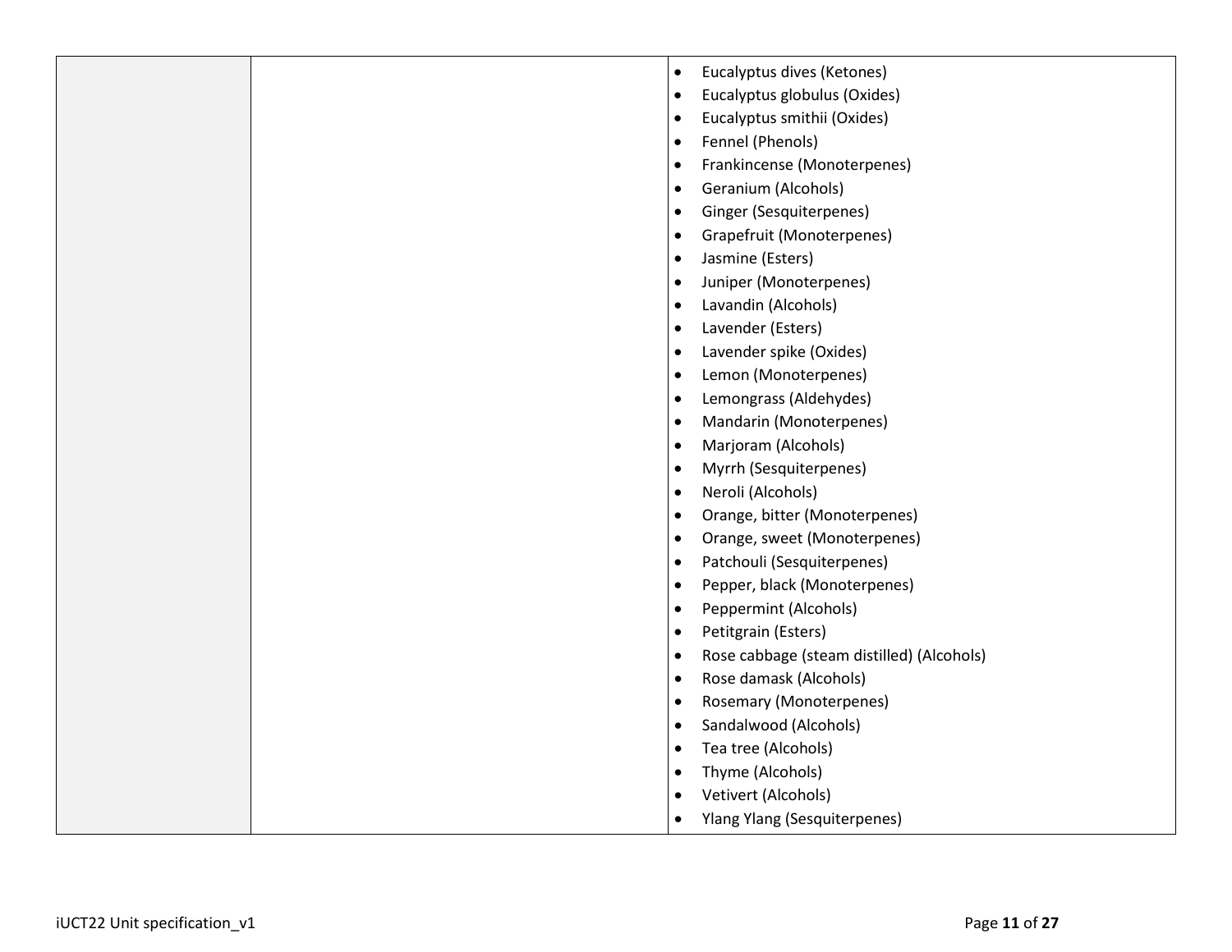| | | |
|---|---|---|
| | | • Eucalyptus dives (Ketones)<br>• Eucalyptus globulus (Oxides)<br>• Eucalyptus smithii (Oxides)<br>• Fennel (Phenols)<br>• Frankincense (Monoterpenes)<br>• Geranium (Alcohols)<br>• Ginger (Sesquiterpenes)<br>• Grapefruit (Monoterpenes)<br>• Jasmine (Esters)<br>• Juniper (Monoterpenes)<br>• Lavandin (Alcohols)<br>• Lavender (Esters)<br>• Lavender spike (Oxides)<br>• Lemon (Monoterpenes)<br>• Lemongrass (Aldehydes)<br>• Mandarin (Monoterpenes)<br>• Marjoram (Alcohols)<br>• Myrrh (Sesquiterpenes)<br>• Neroli (Alcohols)<br>• Orange, bitter (Monoterpenes)<br>• Orange, sweet (Monoterpenes)<br>• Patchouli (Sesquiterpenes)<br>• Pepper, black (Monoterpenes)<br>• Peppermint (Alcohols)<br>• Petitgrain (Esters)<br>• Rose cabbage (steam distilled) (Alcohols)<br>• Rose damask (Alcohols)<br>• Rosemary (Monoterpenes)<br>• Sandalwood (Alcohols)<br>• Tea tree (Alcohols)<br>• Thyme (Alcohols)<br>• Vetivert (Alcohols)<br>• Ylang Ylang (Sesquiterpenes) |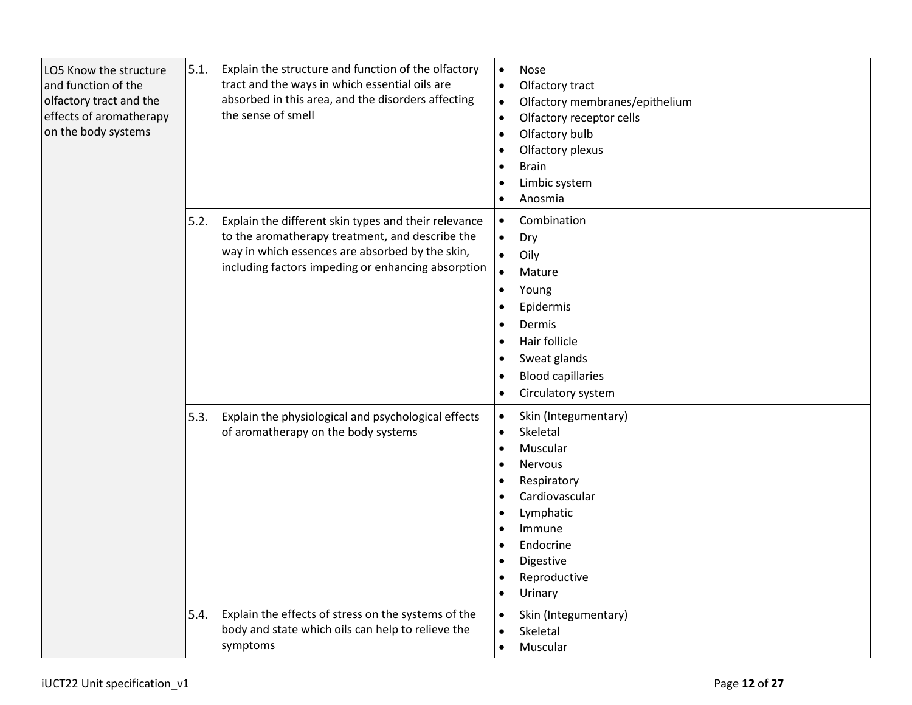| | | |
|---|---|---|
| LO5 Know the structure and function of the olfactory tract and the effects of aromatherapy on the body systems | 5.1. Explain the structure and function of the olfactory tract and the ways in which essential oils are absorbed in this area, and the disorders affecting the sense of smell | • Nose<br>• Olfactory tract<br>• Olfactory membranes/epithelium<br>• Olfactory receptor cells<br>• Olfactory bulb<br>• Olfactory plexus<br>• Brain<br>• Limbic system<br>• Anosmia |
| | 5.2. Explain the different skin types and their relevance to the aromatherapy treatment, and describe the way in which essences are absorbed by the skin, including factors impeding or enhancing absorption | • Combination<br>• Dry<br>• Oily<br>• Mature<br>• Young<br>• Epidermis<br>• Dermis<br>• Hair follicle<br>• Sweat glands<br>• Blood capillaries<br>• Circulatory system |
| | 5.3. Explain the physiological and psychological effects of aromatherapy on the body systems | • Skin (Integumentary)<br>• Skeletal<br>• Muscular<br>• Nervous<br>• Respiratory<br>• Cardiovascular<br>• Lymphatic<br>• Immune<br>• Endocrine<br>• Digestive<br>• Reproductive<br>• Urinary |
| | 5.4. Explain the effects of stress on the systems of the body and state which oils can help to relieve the symptoms | • Skin (Integumentary)<br>• Skeletal<br>• Muscular |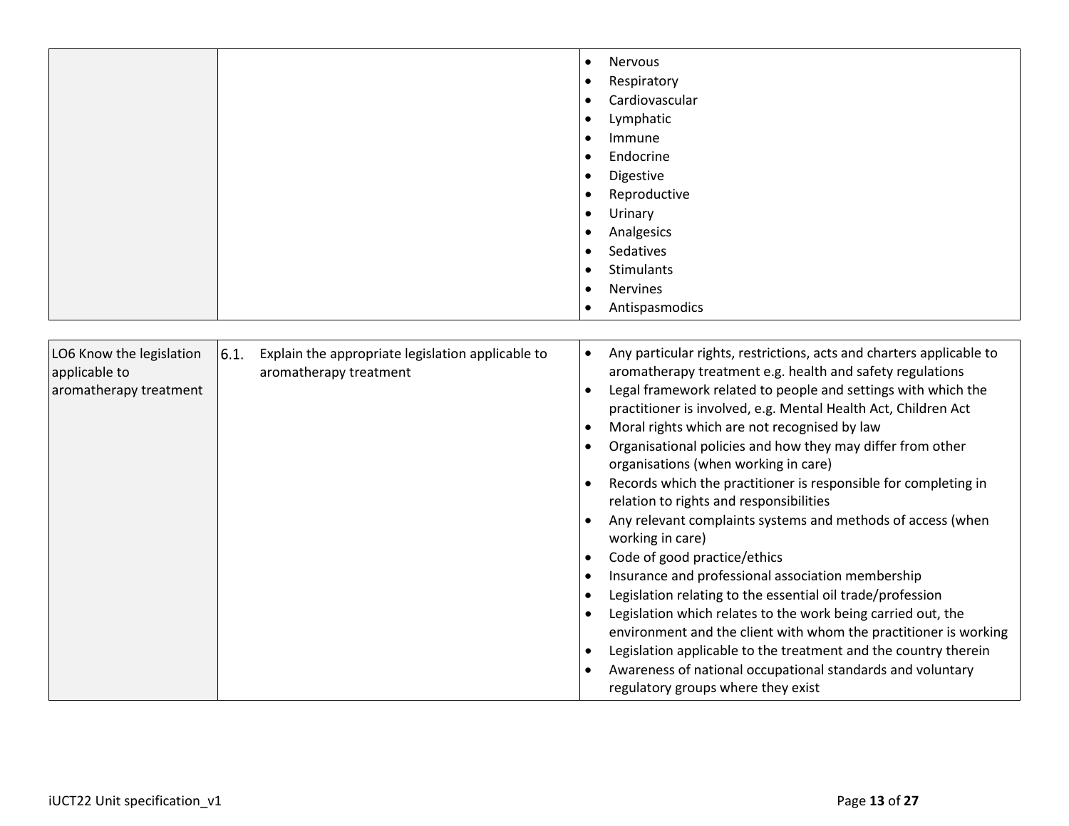| | | |
|---|---|---|
| | | • Nervous<br>• Respiratory<br>• Cardiovascular<br>• Lymphatic<br>• Immune<br>• Endocrine<br>• Digestive<br>• Reproductive<br>• Urinary<br>• Analgesics<br>• Sedatives<br>• Stimulants<br>• Nervines<br>• Antispasmodics |

| | | |
|---|---|---|
| LO6 Know the legislation applicable to aromatherapy treatment | 6.1. Explain the appropriate legislation applicable to aromatherapy treatment | • Any particular rights, restrictions, acts and charters applicable to aromatherapy treatment e.g. health and safety regulations<br>• Legal framework related to people and settings with which the practitioner is involved, e.g. Mental Health Act, Children Act<br>• Moral rights which are not recognised by law<br>• Organisational policies and how they may differ from other organisations (when working in care)<br>• Records which the practitioner is responsible for completing in relation to rights and responsibilities<br>• Any relevant complaints systems and methods of access (when working in care)<br>• Code of good practice/ethics<br>• Insurance and professional association membership<br>• Legislation relating to the essential oil trade/profession<br>• Legislation which relates to the work being carried out, the environment and the client with whom the practitioner is working<br>• Legislation applicable to the treatment and the country therein<br>• Awareness of national occupational standards and voluntary regulatory groups where they exist |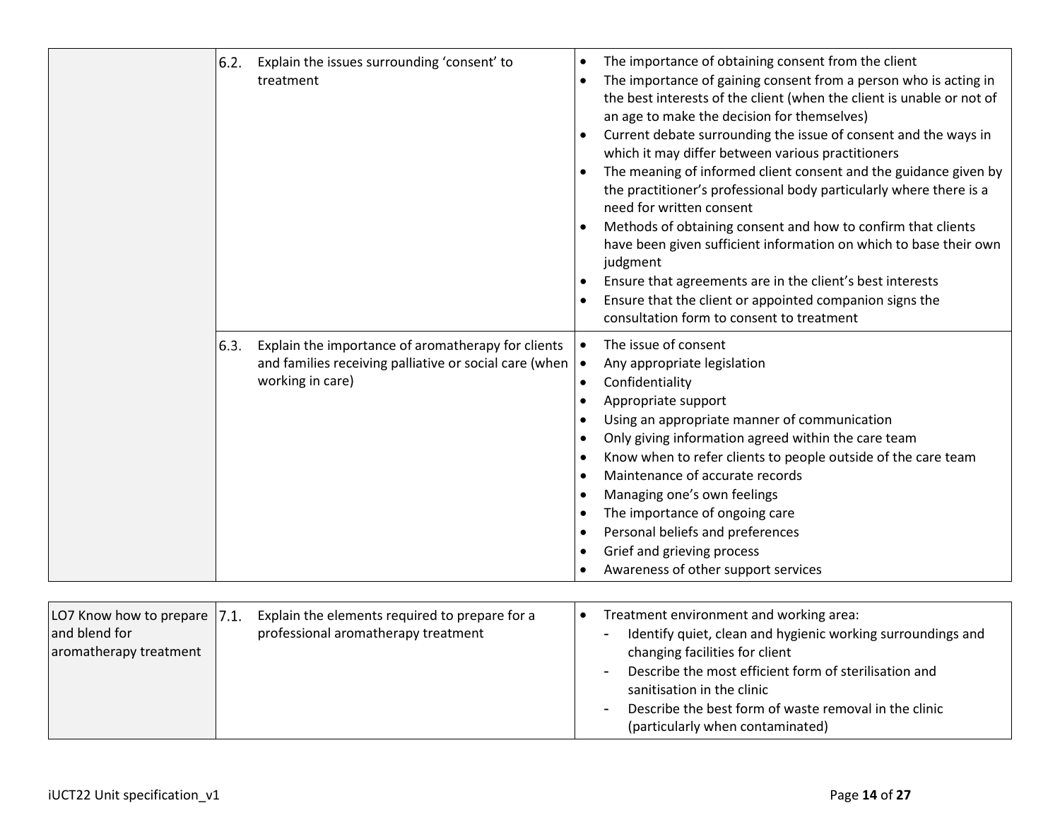| | | |
|---|---|---|
| | 6.2. Explain the issues surrounding 'consent' to treatment | • The importance of obtaining consent from the client<br>• The importance of gaining consent from a person who is acting in the best interests of the client (when the client is unable or not of an age to make the decision for themselves)<br>• Current debate surrounding the issue of consent and the ways in which it may differ between various practitioners<br>• The meaning of informed client consent and the guidance given by the practitioner's professional body particularly where there is a need for written consent<br>• Methods of obtaining consent and how to confirm that clients have been given sufficient information on which to base their own judgment<br>• Ensure that agreements are in the client's best interests<br>• Ensure that the client or appointed companion signs the consultation form to consent to treatment |
| | 6.3. Explain the importance of aromatherapy for clients and families receiving palliative or social care (when working in care) | • The issue of consent<br>• Any appropriate legislation<br>• Confidentiality<br>• Appropriate support<br>• Using an appropriate manner of communication<br>• Only giving information agreed within the care team<br>• Know when to refer clients to people outside of the care team<br>• Maintenance of accurate records<br>• Managing one's own feelings<br>• The importance of ongoing care<br>• Personal beliefs and preferences<br>• Grief and grieving process<br>• Awareness of other support services |

| | | |
|---|---|---|
| LO7 Know how to prepare and blend for aromatherapy treatment | 7.1. Explain the elements required to prepare for a professional aromatherapy treatment | • Treatment environment and working area:<br>- Identify quiet, clean and hygienic working surroundings and changing facilities for client<br>- Describe the most efficient form of sterilisation and sanitisation in the clinic<br>- Describe the best form of waste removal in the clinic (particularly when contaminated) |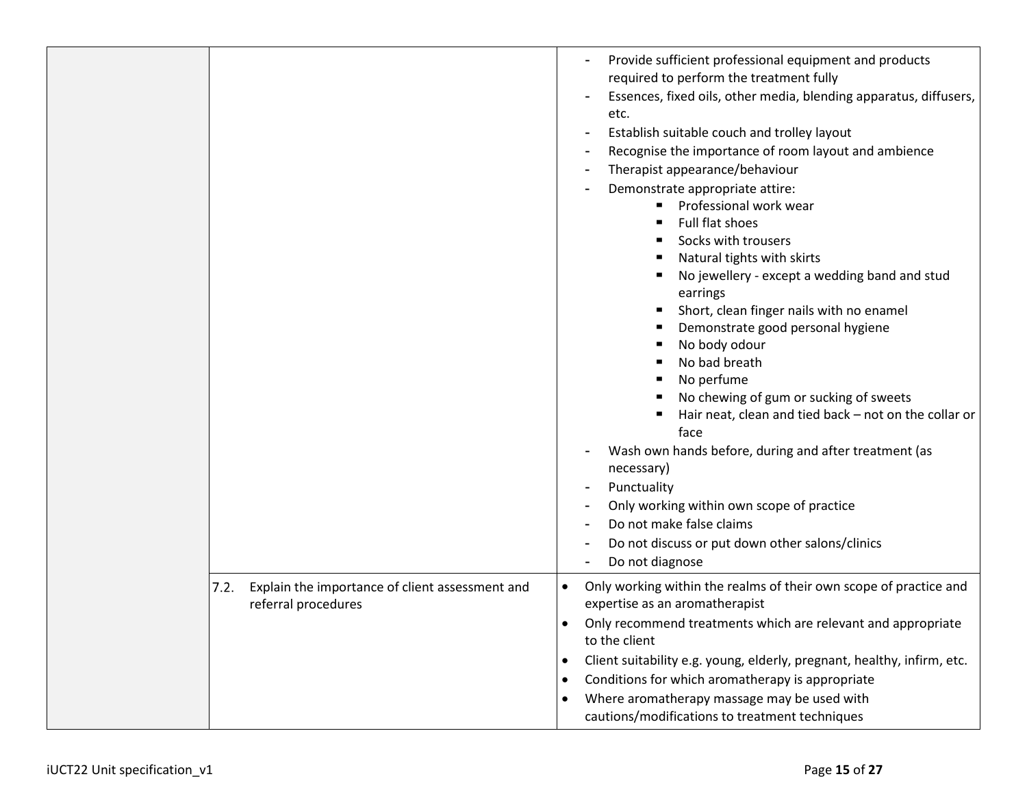| | | |
|---|---|---|
| | | - Provide sufficient professional equipment and products required to perform the treatment fully<br>- Essences, fixed oils, other media, blending apparatus, diffusers, etc.<br>- Establish suitable couch and trolley layout<br>- Recognise the importance of room layout and ambience<br>- Therapist appearance/behaviour<br>- Demonstrate appropriate attire:<br>&nbsp;&nbsp;&nbsp;&nbsp;▪ Professional work wear<br>&nbsp;&nbsp;&nbsp;&nbsp;▪ Full flat shoes<br>&nbsp;&nbsp;&nbsp;&nbsp;▪ Socks with trousers<br>&nbsp;&nbsp;&nbsp;&nbsp;▪ Natural tights with skirts<br>&nbsp;&nbsp;&nbsp;&nbsp;▪ No jewellery - except a wedding band and stud earrings<br>&nbsp;&nbsp;&nbsp;&nbsp;▪ Short, clean finger nails with no enamel<br>&nbsp;&nbsp;&nbsp;&nbsp;▪ Demonstrate good personal hygiene<br>&nbsp;&nbsp;&nbsp;&nbsp;▪ No body odour<br>&nbsp;&nbsp;&nbsp;&nbsp;▪ No bad breath<br>&nbsp;&nbsp;&nbsp;&nbsp;▪ No perfume<br>&nbsp;&nbsp;&nbsp;&nbsp;▪ No chewing of gum or sucking of sweets<br>&nbsp;&nbsp;&nbsp;&nbsp;▪ Hair neat, clean and tied back – not on the collar or face<br>- Wash own hands before, during and after treatment (as necessary)<br>- Punctuality<br>- Only working within own scope of practice<br>- Do not make false claims<br>- Do not discuss or put down other salons/clinics<br>- Do not diagnose |
| | 7.2. Explain the importance of client assessment and referral procedures | • Only working within the realms of their own scope of practice and expertise as an aromatherapist<br>• Only recommend treatments which are relevant and appropriate to the client<br>• Client suitability e.g. young, elderly, pregnant, healthy, infirm, etc.<br>• Conditions for which aromatherapy is appropriate<br>• Where aromatherapy massage may be used with cautions/modifications to treatment techniques |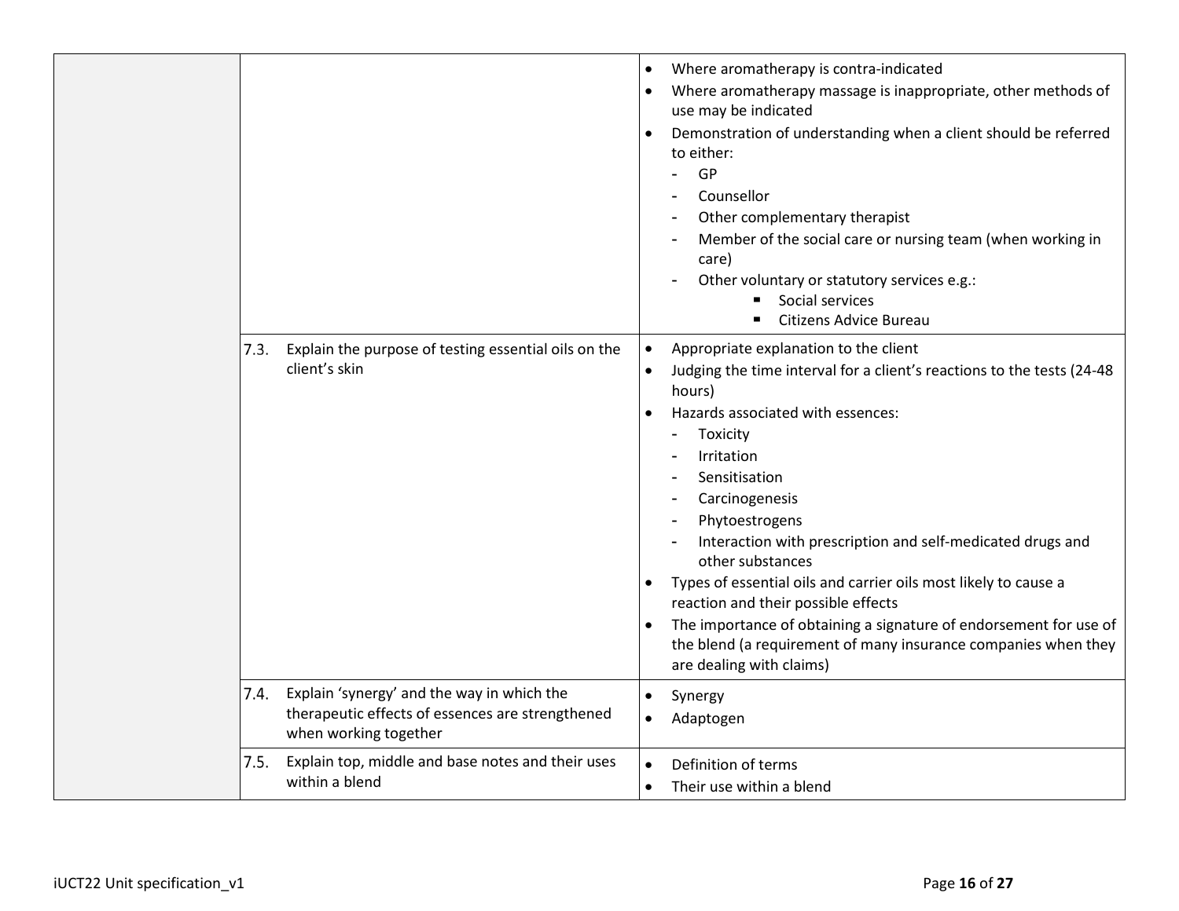| | | |
|---|---|---|
| | | • Where aromatherapy is contra-indicated<br>• Where aromatherapy massage is inappropriate, other methods of use may be indicated<br>• Demonstration of understanding when a client should be referred to either:<br>- GP<br>- Counsellor<br>- Other complementary therapist<br>- Member of the social care or nursing team (when working in care)<br>- Other voluntary or statutory services e.g.:<br>▪ Social services<br>▪ Citizens Advice Bureau |
| | 7.3. Explain the purpose of testing essential oils on the client's skin | • Appropriate explanation to the client<br>• Judging the time interval for a client's reactions to the tests (24-48 hours)<br>• Hazards associated with essences:<br>- Toxicity<br>- Irritation<br>- Sensitisation<br>- Carcinogenesis<br>- Phytoestrogens<br>- Interaction with prescription and self-medicated drugs and other substances<br>• Types of essential oils and carrier oils most likely to cause a reaction and their possible effects<br>• The importance of obtaining a signature of endorsement for use of the blend (a requirement of many insurance companies when they are dealing with claims) |
| | 7.4. Explain 'synergy' and the way in which the therapeutic effects of essences are strengthened when working together | • Synergy<br>• Adaptogen |
| | 7.5. Explain top, middle and base notes and their uses within a blend | • Definition of terms<br>• Their use within a blend |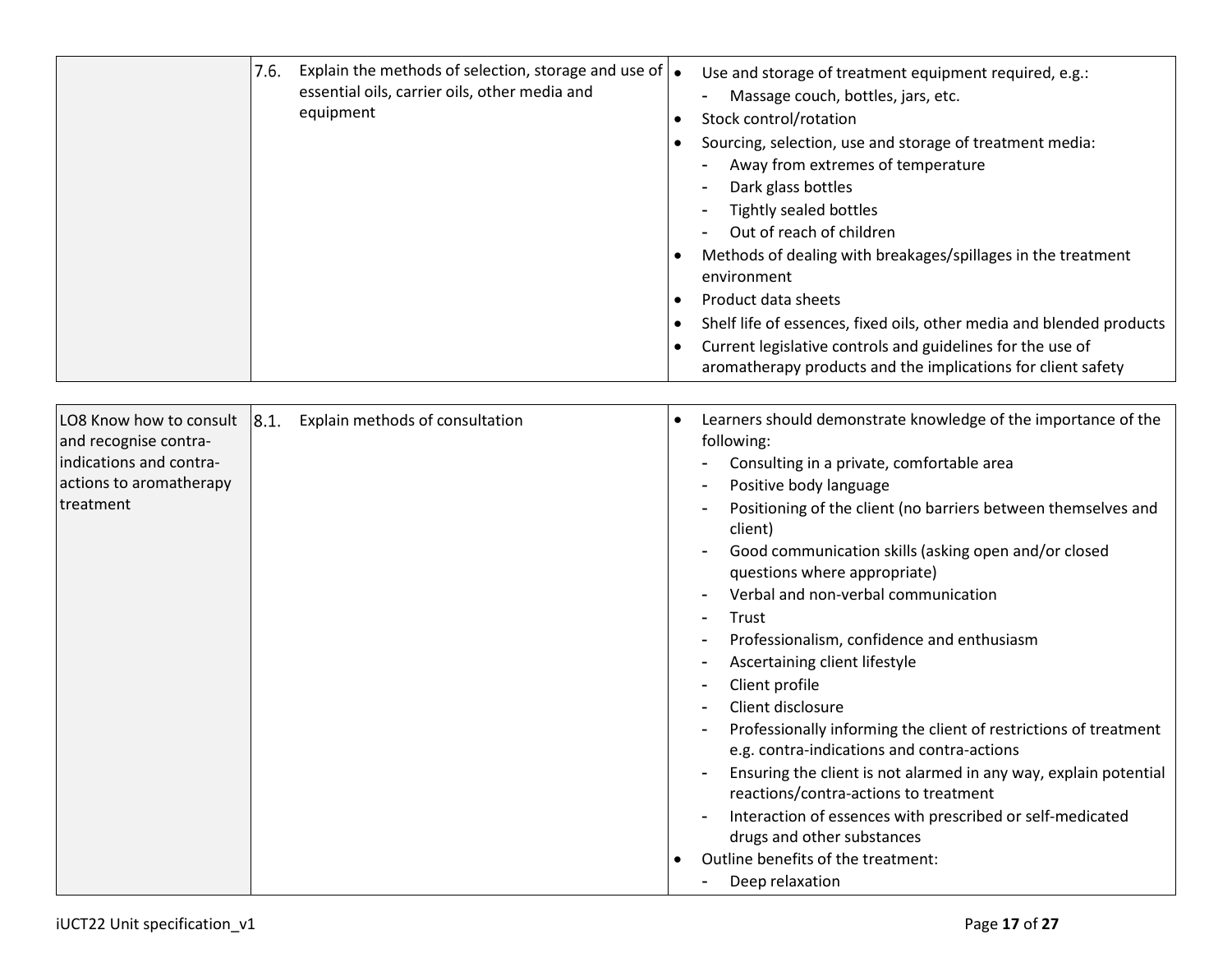| | | |
|---|---|---|
| | 7.6. Explain the methods of selection, storage and use of essential oils, carrier oils, other media and equipment | • Use and storage of treatment equipment required, e.g.:<br>- Massage couch, bottles, jars, etc.<br>• Stock control/rotation<br>• Sourcing, selection, use and storage of treatment media:<br>- Away from extremes of temperature<br>- Dark glass bottles<br>- Tightly sealed bottles<br>- Out of reach of children<br>• Methods of dealing with breakages/spillages in the treatment environment<br>• Product data sheets<br>• Shelf life of essences, fixed oils, other media and blended products<br>• Current legislative controls and guidelines for the use of aromatherapy products and the implications for client safety |

| | | |
|---|---|---|
| LO8 Know how to consult and recognise contra-indications and contra-actions to aromatherapy treatment | 8.1. Explain methods of consultation | • Learners should demonstrate knowledge of the importance of the following:<br>- Consulting in a private, comfortable area<br>- Positive body language<br>- Positioning of the client (no barriers between themselves and client)<br>- Good communication skills (asking open and/or closed questions where appropriate)<br>- Verbal and non-verbal communication<br>- Trust<br>- Professionalism, confidence and enthusiasm<br>- Ascertaining client lifestyle<br>- Client profile<br>- Client disclosure<br>- Professionally informing the client of restrictions of treatment e.g. contra-indications and contra-actions<br>- Ensuring the client is not alarmed in any way, explain potential reactions/contra-actions to treatment<br>- Interaction of essences with prescribed or self-medicated drugs and other substances<br>• Outline benefits of the treatment:<br>- Deep relaxation |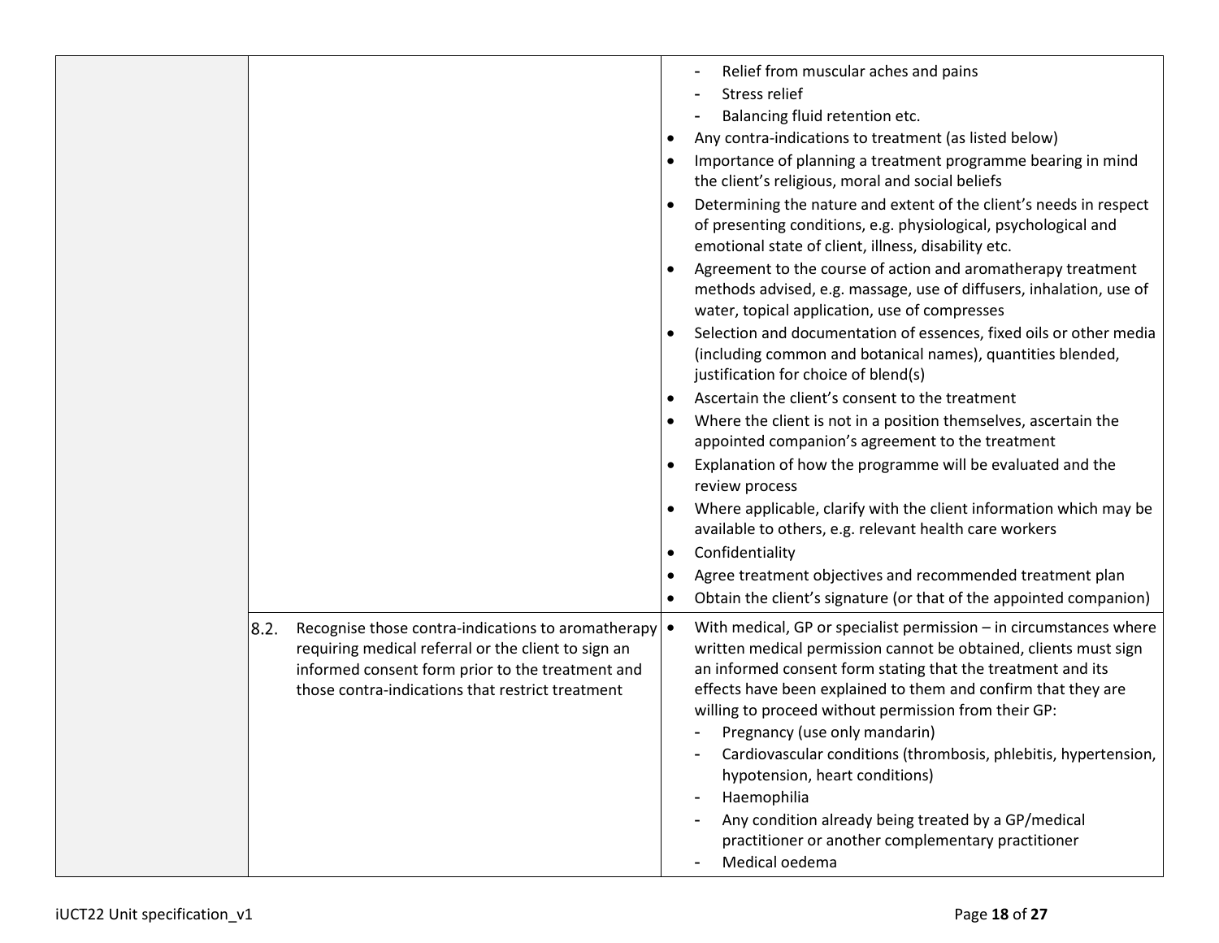| | | |
|---|---|---|
| | | - Relief from muscular aches and pains<br>- Stress relief<br>- Balancing fluid retention etc.<br>• Any contra-indications to treatment (as listed below)<br>• Importance of planning a treatment programme bearing in mind the client's religious, moral and social beliefs<br>• Determining the nature and extent of the client's needs in respect of presenting conditions, e.g. physiological, psychological and emotional state of client, illness, disability etc.<br>• Agreement to the course of action and aromatherapy treatment methods advised, e.g. massage, use of diffusers, inhalation, use of water, topical application, use of compresses<br>• Selection and documentation of essences, fixed oils or other media (including common and botanical names), quantities blended, justification for choice of blend(s)<br>• Ascertain the client's consent to the treatment<br>• Where the client is not in a position themselves, ascertain the appointed companion's agreement to the treatment<br>• Explanation of how the programme will be evaluated and the review process<br>• Where applicable, clarify with the client information which may be available to others, e.g. relevant health care workers<br>• Confidentiality<br>• Agree treatment objectives and recommended treatment plan<br>• Obtain the client's signature (or that of the appointed companion) |
| | 8.2. Recognise those contra-indications to aromatherapy requiring medical referral or the client to sign an informed consent form prior to the treatment and those contra-indications that restrict treatment | • With medical, GP or specialist permission – in circumstances where written medical permission cannot be obtained, clients must sign an informed consent form stating that the treatment and its effects have been explained to them and confirm that they are willing to proceed without permission from their GP:<br>- Pregnancy (use only mandarin)<br>- Cardiovascular conditions (thrombosis, phlebitis, hypertension, hypotension, heart conditions)<br>- Haemophilia<br>- Any condition already being treated by a GP/medical practitioner or another complementary practitioner<br>- Medical oedema |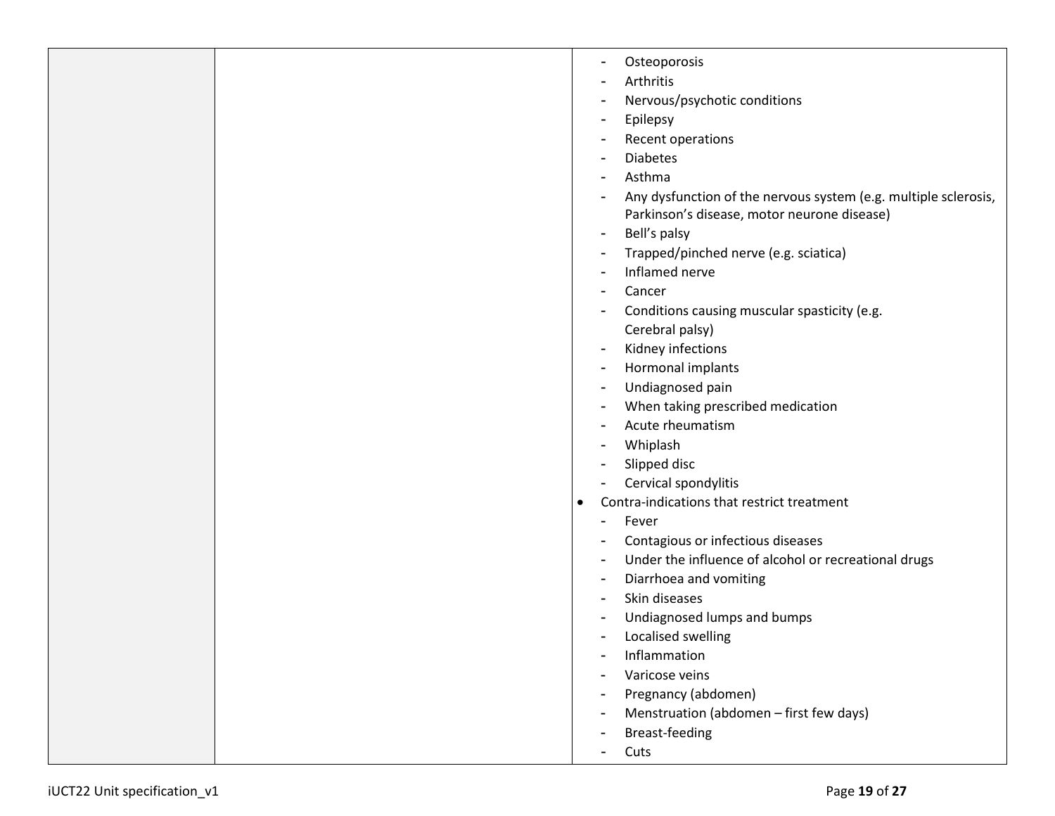| | | - Osteoporosis<br>- Arthritis<br>- Nervous/psychotic conditions<br>- Epilepsy<br>- Recent operations<br>- Diabetes<br>- Asthma<br>- Any dysfunction of the nervous system (e.g. multiple sclerosis, Parkinson's disease, motor neurone disease)<br>- Bell's palsy<br>- Trapped/pinched nerve (e.g. sciatica)<br>- Inflamed nerve<br>- Cancer<br>- Conditions causing muscular spasticity (e.g. Cerebral palsy)<br>- Kidney infections<br>- Hormonal implants<br>- Undiagnosed pain<br>- When taking prescribed medication<br>- Acute rheumatism<br>- Whiplash<br>- Slipped disc<br>- Cervical spondylitis<br>• Contra-indications that restrict treatment<br>- Fever<br>- Contagious or infectious diseases<br>- Under the influence of alcohol or recreational drugs<br>- Diarrhoea and vomiting<br>- Skin diseases<br>- Undiagnosed lumps and bumps<br>- Localised swelling<br>- Inflammation<br>- Varicose veins<br>- Pregnancy (abdomen)<br>- Menstruation (abdomen – first few days)<br>- Breast-feeding<br>- Cuts |
|---|---|---|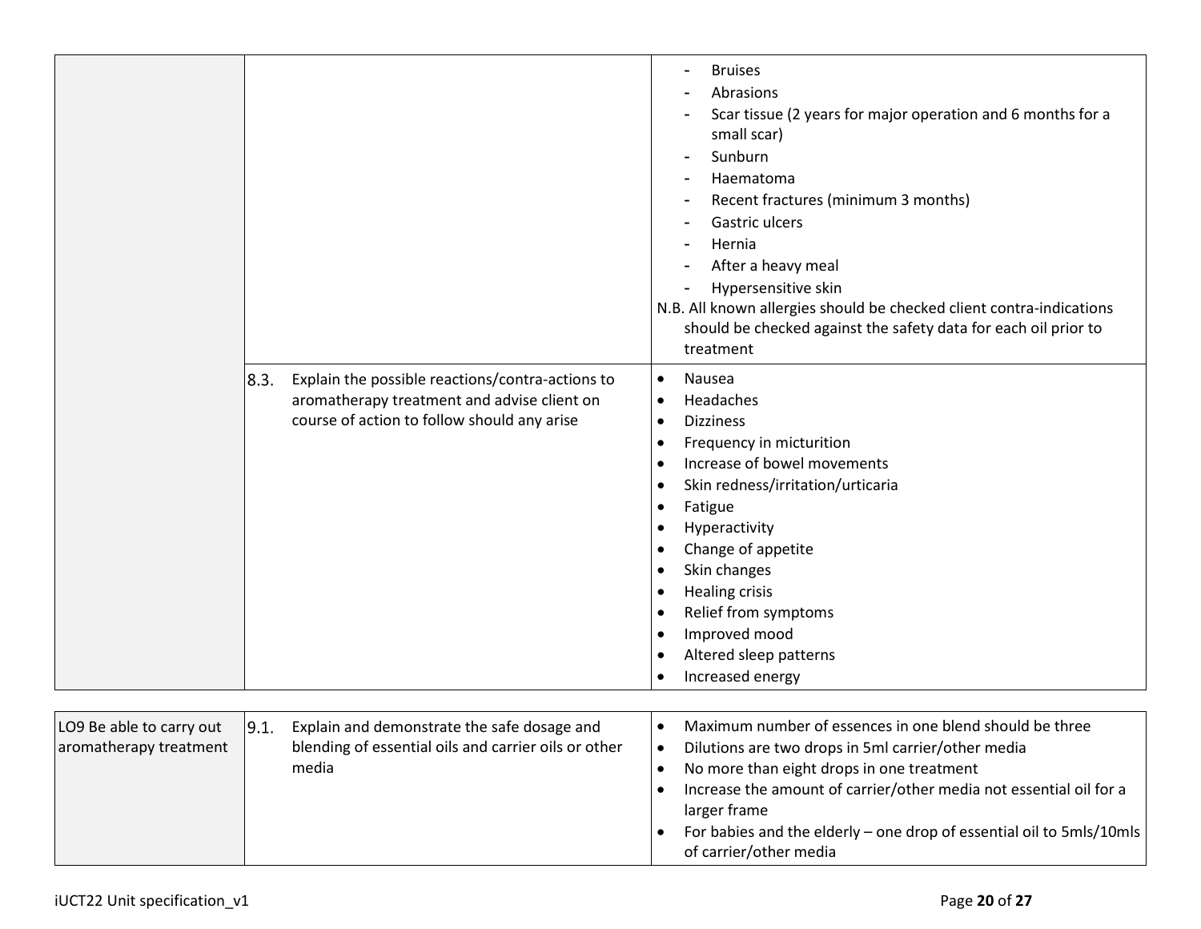| | | |
|---|---|---|
| | | - Bruises<br>- Abrasions<br>- Scar tissue (2 years for major operation and 6 months for a small scar)<br>- Sunburn<br>- Haematoma<br>- Recent fractures (minimum 3 months)<br>- Gastric ulcers<br>- Hernia<br>- After a heavy meal<br>- Hypersensitive skin<br>N.B. All known allergies should be checked client contra-indications should be checked against the safety data for each oil prior to treatment |
| | 8.3. Explain the possible reactions/contra-actions to aromatherapy treatment and advise client on course of action to follow should any arise | • Nausea<br>• Headaches<br>• Dizziness<br>• Frequency in micturition<br>• Increase of bowel movements<br>• Skin redness/irritation/urticaria<br>• Fatigue<br>• Hyperactivity<br>• Change of appetite<br>• Skin changes<br>• Healing crisis<br>• Relief from symptoms<br>• Improved mood<br>• Altered sleep patterns<br>• Increased energy |

| | | |
|---|---|---|
| LO9 Be able to carry out aromatherapy treatment | 9.1. Explain and demonstrate the safe dosage and blending of essential oils and carrier oils or other media | • Maximum number of essences in one blend should be three<br>• Dilutions are two drops in 5ml carrier/other media<br>• No more than eight drops in one treatment<br>• Increase the amount of carrier/other media not essential oil for a larger frame<br>• For babies and the elderly – one drop of essential oil to 5mls/10mls of carrier/other media |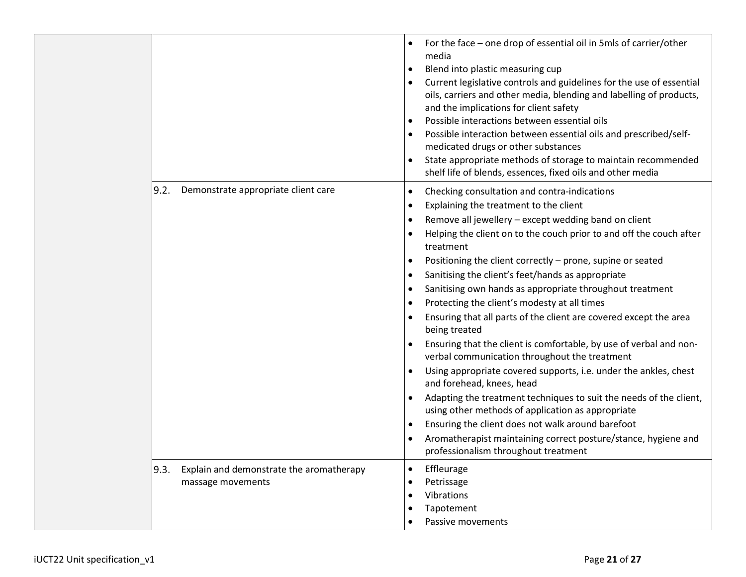| | | |
|---|---|---|
| | | • For the face – one drop of essential oil in 5mls of carrier/other media<br>• Blend into plastic measuring cup<br>• Current legislative controls and guidelines for the use of essential oils, carriers and other media, blending and labelling of products, and the implications for client safety<br>• Possible interactions between essential oils<br>• Possible interaction between essential oils and prescribed/self-medicated drugs or other substances<br>• State appropriate methods of storage to maintain recommended shelf life of blends, essences, fixed oils and other media |
| | 9.2. Demonstrate appropriate client care | • Checking consultation and contra-indications<br>• Explaining the treatment to the client<br>• Remove all jewellery – except wedding band on client<br>• Helping the client on to the couch prior to and off the couch after treatment<br>• Positioning the client correctly – prone, supine or seated<br>• Sanitising the client's feet/hands as appropriate<br>• Sanitising own hands as appropriate throughout treatment<br>• Protecting the client's modesty at all times<br>• Ensuring that all parts of the client are covered except the area being treated<br>• Ensuring that the client is comfortable, by use of verbal and non-verbal communication throughout the treatment<br>• Using appropriate covered supports, i.e. under the ankles, chest and forehead, knees, head<br>• Adapting the treatment techniques to suit the needs of the client, using other methods of application as appropriate<br>• Ensuring the client does not walk around barefoot<br>• Aromatherapist maintaining correct posture/stance, hygiene and professionalism throughout treatment |
| | 9.3. Explain and demonstrate the aromatherapy massage movements | • Effleurage<br>• Petrissage<br>• Vibrations<br>• Tapotement<br>• Passive movements |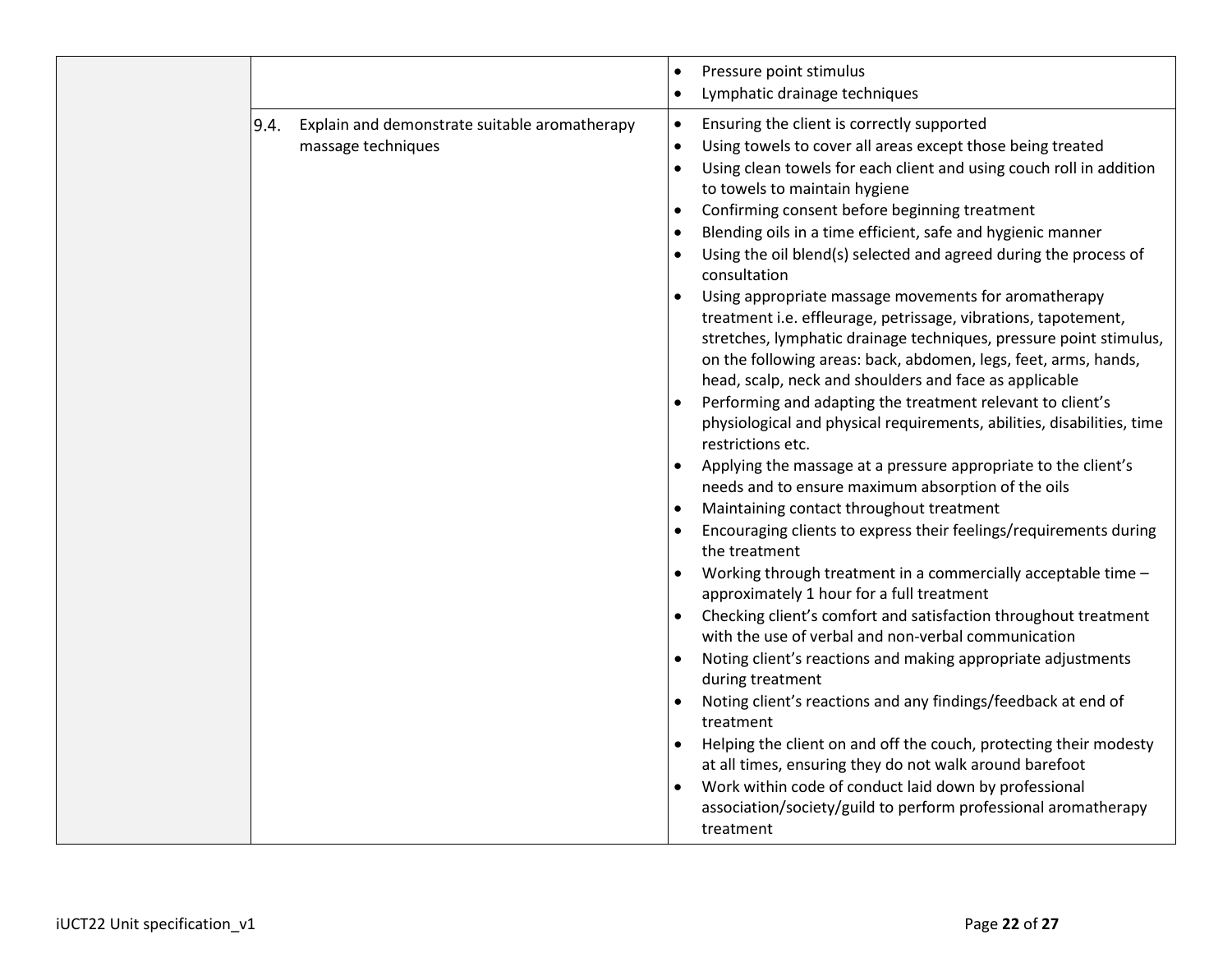| | | |
|---|---|---|
| | | • Pressure point stimulus<br>• Lymphatic drainage techniques |
| | 9.4. Explain and demonstrate suitable aromatherapy massage techniques | • Ensuring the client is correctly supported<br>• Using towels to cover all areas except those being treated<br>• Using clean towels for each client and using couch roll in addition to towels to maintain hygiene<br>• Confirming consent before beginning treatment<br>• Blending oils in a time efficient, safe and hygienic manner<br>• Using the oil blend(s) selected and agreed during the process of consultation<br>• Using appropriate massage movements for aromatherapy treatment i.e. effleurage, petrissage, vibrations, tapotement, stretches, lymphatic drainage techniques, pressure point stimulus, on the following areas: back, abdomen, legs, feet, arms, hands, head, scalp, neck and shoulders and face as applicable<br>• Performing and adapting the treatment relevant to client's physiological and physical requirements, abilities, disabilities, time restrictions etc.<br>• Applying the massage at a pressure appropriate to the client's needs and to ensure maximum absorption of the oils<br>• Maintaining contact throughout treatment<br>• Encouraging clients to express their feelings/requirements during the treatment<br>• Working through treatment in a commercially acceptable time – approximately 1 hour for a full treatment<br>• Checking client's comfort and satisfaction throughout treatment with the use of verbal and non-verbal communication<br>• Noting client's reactions and making appropriate adjustments during treatment<br>• Noting client's reactions and any findings/feedback at end of treatment<br>• Helping the client on and off the couch, protecting their modesty at all times, ensuring they do not walk around barefoot<br>• Work within code of conduct laid down by professional association/society/guild to perform professional aromatherapy treatment |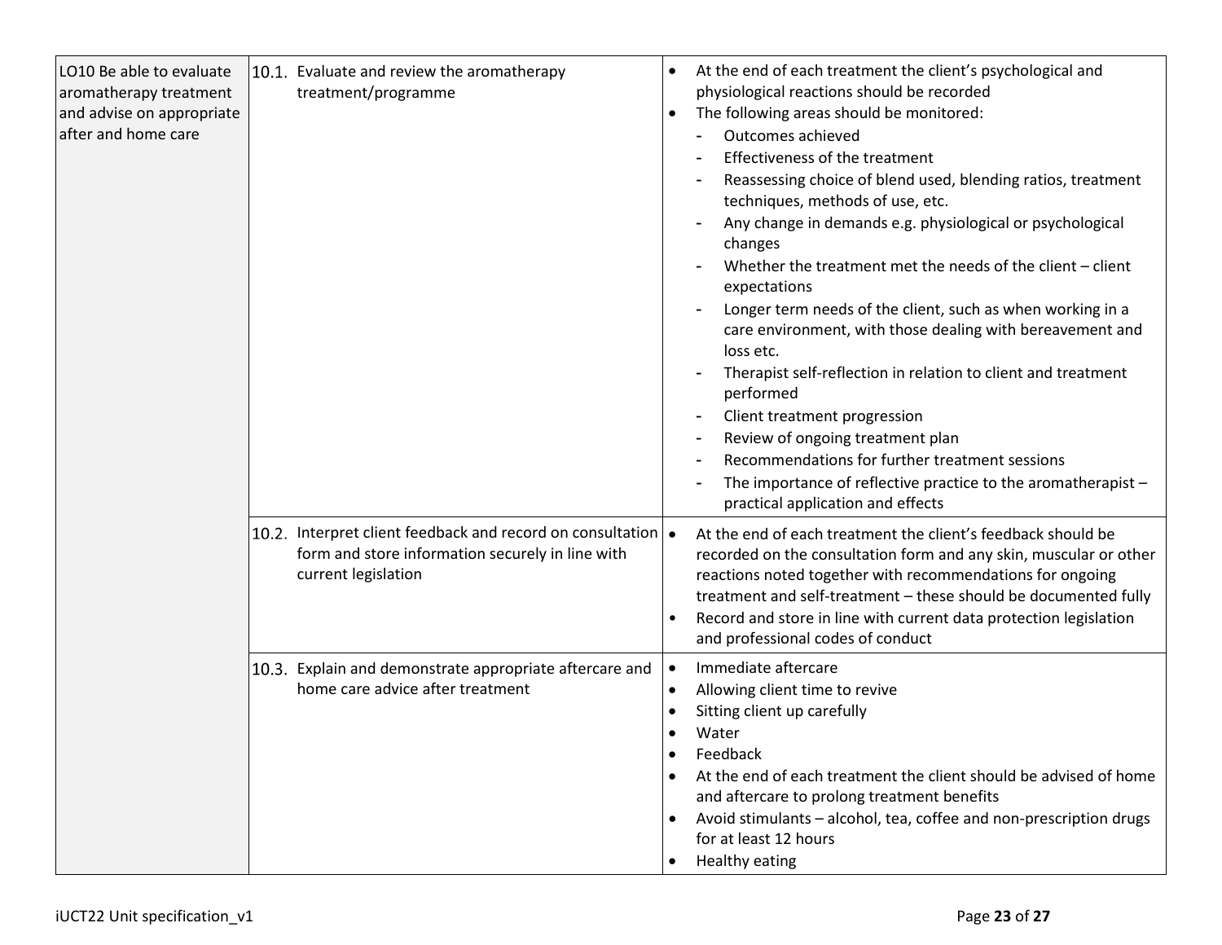| | | |
|---|---|---|
| LO10 Be able to evaluate aromatherapy treatment and advise on appropriate after and home care | 10.1. Evaluate and review the aromatherapy treatment/programme | • At the end of each treatment the client's psychological and physiological reactions should be recorded<br>• The following areas should be monitored:<br>- Outcomes achieved<br>- Effectiveness of the treatment<br>- Reassessing choice of blend used, blending ratios, treatment techniques, methods of use, etc.<br>- Any change in demands e.g. physiological or psychological changes<br>- Whether the treatment met the needs of the client – client expectations<br>- Longer term needs of the client, such as when working in a care environment, with those dealing with bereavement and loss etc.<br>- Therapist self-reflection in relation to client and treatment performed<br>- Client treatment progression<br>- Review of ongoing treatment plan<br>- Recommendations for further treatment sessions<br>- The importance of reflective practice to the aromatherapist – practical application and effects |
| | 10.2. Interpret client feedback and record on consultation form and store information securely in line with current legislation | • At the end of each treatment the client's feedback should be recorded on the consultation form and any skin, muscular or other reactions noted together with recommendations for ongoing treatment and self-treatment – these should be documented fully<br>• Record and store in line with current data protection legislation and professional codes of conduct |
| | 10.3. Explain and demonstrate appropriate aftercare and home care advice after treatment | • Immediate aftercare<br>• Allowing client time to revive<br>• Sitting client up carefully<br>• Water<br>• Feedback<br>• At the end of each treatment the client should be advised of home and aftercare to prolong treatment benefits<br>• Avoid stimulants – alcohol, tea, coffee and non-prescription drugs for at least 12 hours<br>• Healthy eating |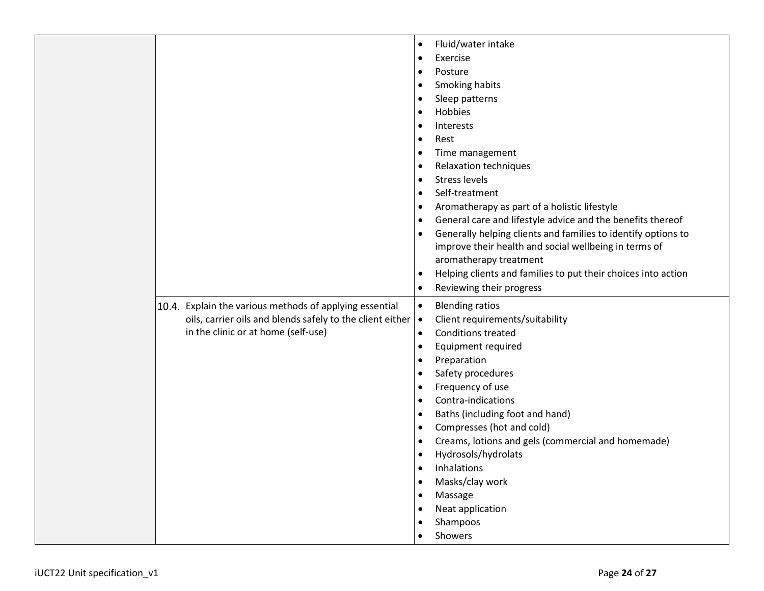| | | |
|---|---|---|
| | | • Fluid/water intake<br>• Exercise<br>• Posture<br>• Smoking habits<br>• Sleep patterns<br>• Hobbies<br>• Interests<br>• Rest<br>• Time management<br>• Relaxation techniques<br>• Stress levels<br>• Self-treatment<br>• Aromatherapy as part of a holistic lifestyle<br>• General care and lifestyle advice and the benefits thereof<br>• Generally helping clients and families to identify options to improve their health and social wellbeing in terms of aromatherapy treatment<br>• Helping clients and families to put their choices into action<br>• Reviewing their progress |
| | 10.4. Explain the various methods of applying essential oils, carrier oils and blends safely to the client either in the clinic or at home (self-use) | • Blending ratios<br>• Client requirements/suitability<br>• Conditions treated<br>• Equipment required<br>• Preparation<br>• Safety procedures<br>• Frequency of use<br>• Contra-indications<br>• Baths (including foot and hand)<br>• Compresses (hot and cold)<br>• Creams, lotions and gels (commercial and homemade)<br>• Hydrosols/hydrolats<br>• Inhalations<br>• Masks/clay work<br>• Massage<br>• Neat application<br>• Shampoos<br>• Showers |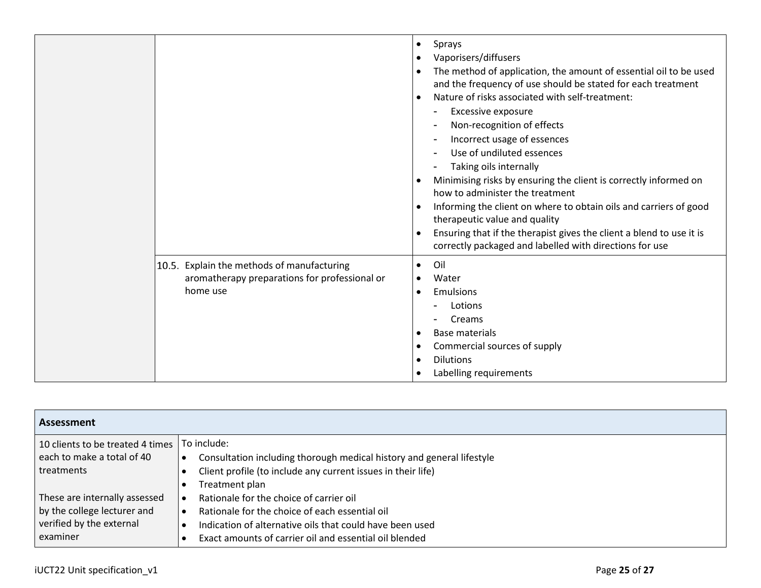| | | |
|---|---|---|
| | | • Sprays<br>• Vaporisers/diffusers<br>• The method of application, the amount of essential oil to be used and the frequency of use should be stated for each treatment<br>• Nature of risks associated with self-treatment:<br>&nbsp;&nbsp;- Excessive exposure<br>&nbsp;&nbsp;- Non-recognition of effects<br>&nbsp;&nbsp;- Incorrect usage of essences<br>&nbsp;&nbsp;- Use of undiluted essences<br>&nbsp;&nbsp;- Taking oils internally<br>• Minimising risks by ensuring the client is correctly informed on how to administer the treatment<br>• Informing the client on where to obtain oils and carriers of good therapeutic value and quality<br>• Ensuring that if the therapist gives the client a blend to use it is correctly packaged and labelled with directions for use |
| | 10.5. Explain the methods of manufacturing aromatherapy preparations for professional or home use | • Oil<br>• Water<br>• Emulsions<br>&nbsp;&nbsp;- Lotions<br>&nbsp;&nbsp;- Creams<br>• Base materials<br>• Commercial sources of supply<br>• Dilutions<br>• Labelling requirements |

| **Assessment** | |
|---|---|
| 10 clients to be treated 4 times each to make a total of 40 treatments<br><br>These are internally assessed by the college lecturer and verified by the external examiner | To include:<br>• Consultation including thorough medical history and general lifestyle<br>• Client profile (to include any current issues in their life)<br>• Treatment plan<br>• Rationale for the choice of carrier oil<br>• Rationale for the choice of each essential oil<br>• Indication of alternative oils that could have been used<br>• Exact amounts of carrier oil and essential oil blended |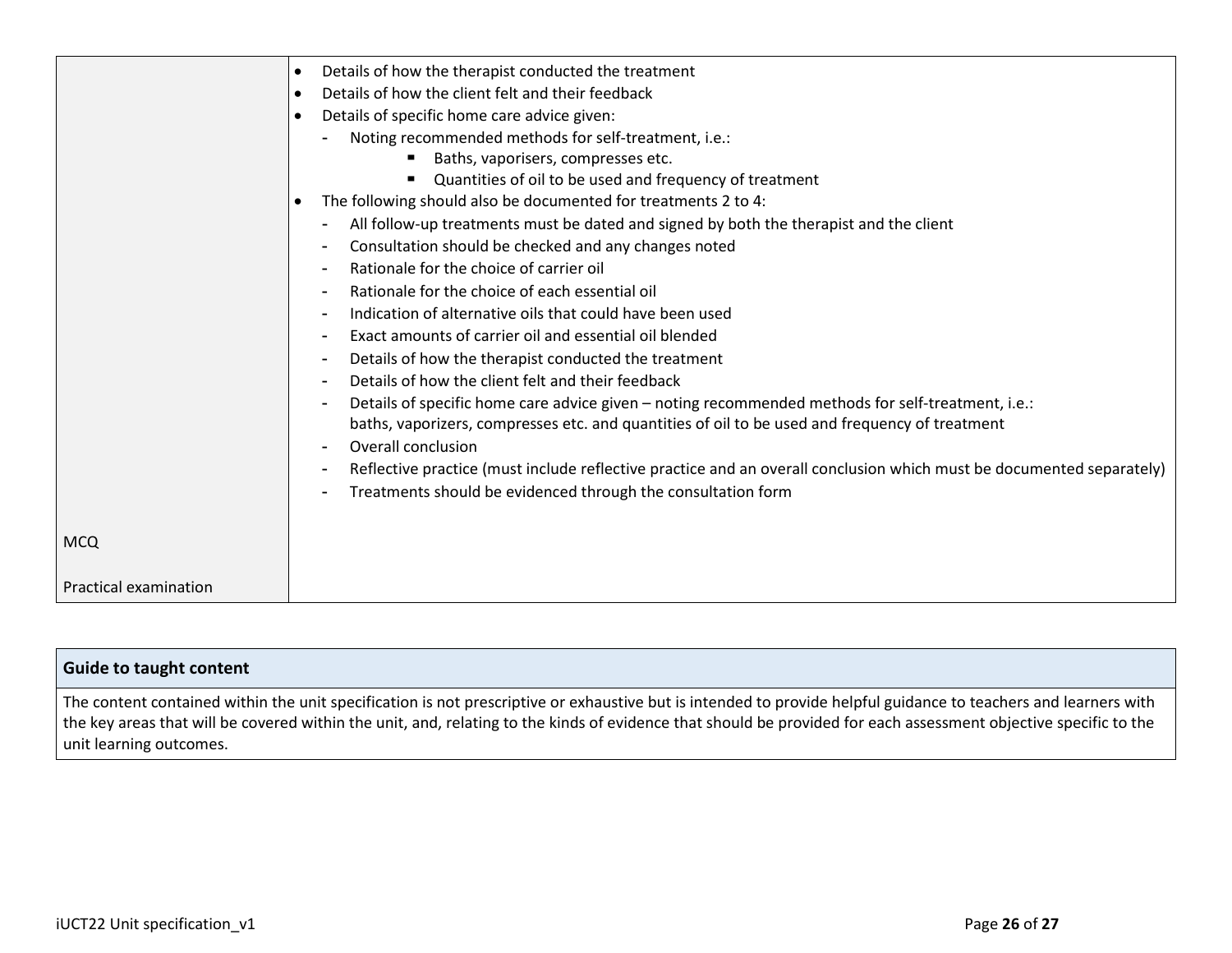| | |
|---|---|
| | • Details of how the therapist conducted the treatment<br>• Details of how the client felt and their feedback<br>• Details of specific home care advice given:<br>  - Noting recommended methods for self-treatment, i.e.:<br>    ▪ Baths, vaporisers, compresses etc.<br>    ▪ Quantities of oil to be used and frequency of treatment<br>• The following should also be documented for treatments 2 to 4:<br>  - All follow-up treatments must be dated and signed by both the therapist and the client<br>  - Consultation should be checked and any changes noted<br>  - Rationale for the choice of carrier oil<br>  - Rationale for the choice of each essential oil<br>  - Indication of alternative oils that could have been used<br>  - Exact amounts of carrier oil and essential oil blended<br>  - Details of how the therapist conducted the treatment<br>  - Details of how the client felt and their feedback<br>  - Details of specific home care advice given – noting recommended methods for self-treatment, i.e.: baths, vaporizers, compresses etc. and quantities of oil to be used and frequency of treatment<br>  - Overall conclusion<br>  - Reflective practice (must include reflective practice and an overall conclusion which must be documented separately)<br>  - Treatments should be evidenced through the consultation form |
| MCQ<br><br>Practical examination | |

| **Guide to taught content** |
|---|
| The content contained within the unit specification is not prescriptive or exhaustive but is intended to provide helpful guidance to teachers and learners with the key areas that will be covered within the unit, and, relating to the kinds of evidence that should be provided for each assessment objective specific to the unit learning outcomes. |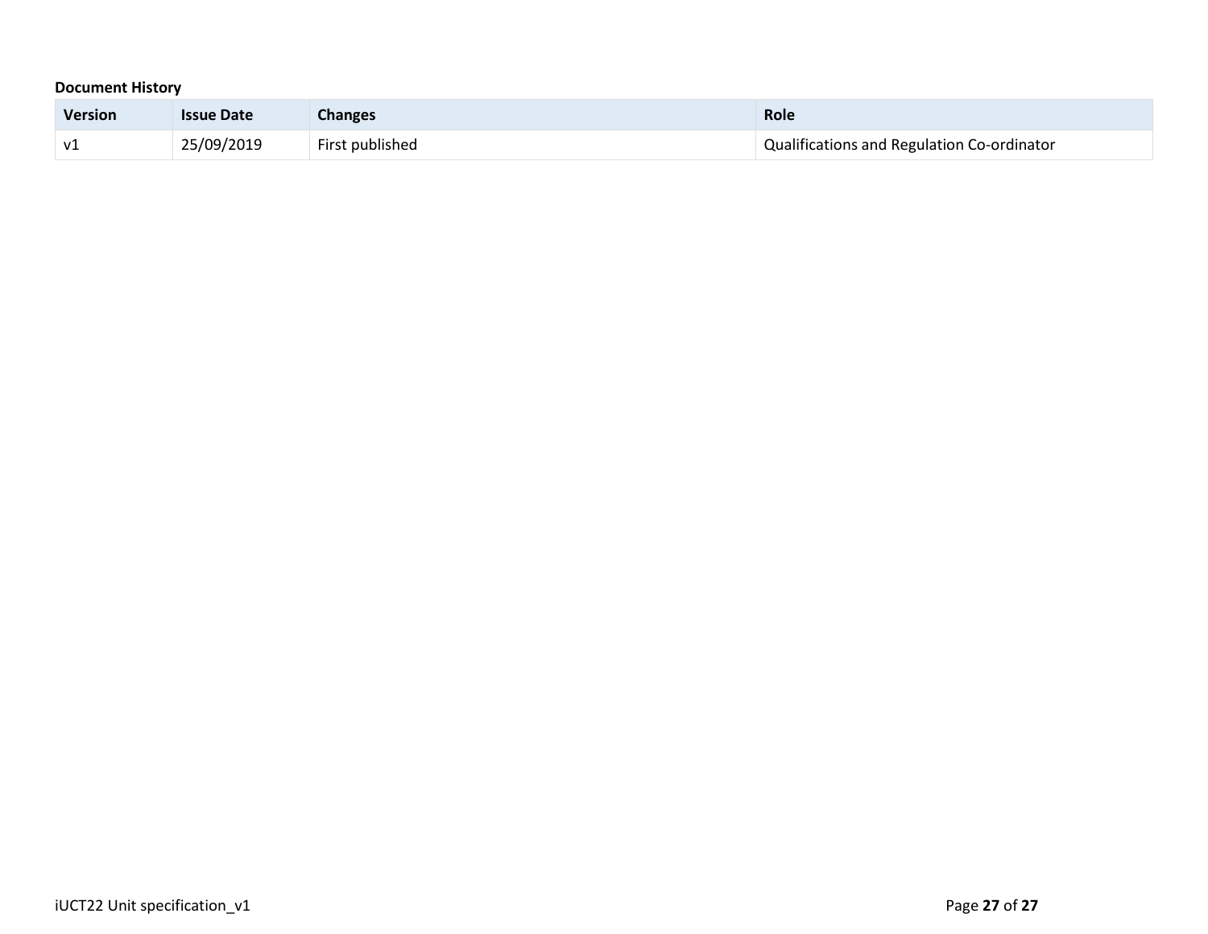**Document History**

| Version | Issue Date | Changes | Role |
|---|---|---|---|
| v1 | 25/09/2019 | First published | Qualifications and Regulation Co-ordinator |